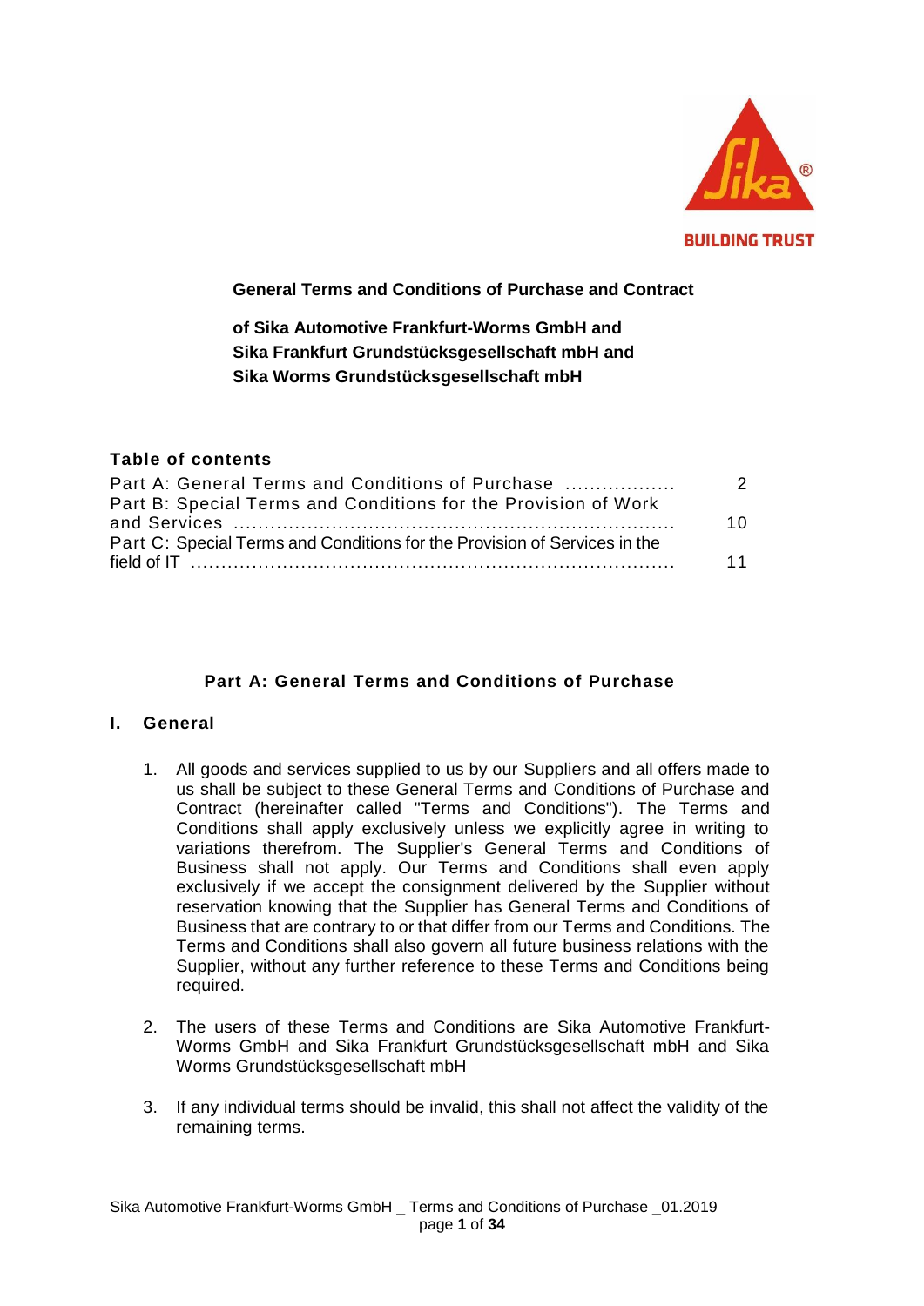**General Terms and Conditions of Purchase and Contract**

**of Sika Automotive Frankfurt-Worms GmbH and Sika Frankfurt Grundstücksgesellschaft mbH and Sika Worms Grundstücksgesellschaft mbH**

**Table of contents**

| | |
|---|---|
| Part A: General Terms and Conditions of Purchase | 2 |
| Part B: Special Terms and Conditions for the Provision of Work and Services | 10 |
| Part C: Special Terms and Conditions for the Provision of Services in the field of IT | 11 |

## Part A: General Terms and Conditions of Purchase

### I. General

1. All goods and services supplied to us by our Suppliers and all offers made to us shall be subject to these General Terms and Conditions of Purchase and Contract (hereinafter called "Terms and Conditions"). The Terms and Conditions shall apply exclusively unless we explicitly agree in writing to variations therefrom. The Supplier's General Terms and Conditions of Business shall not apply. Our Terms and Conditions shall even apply exclusively if we accept the consignment delivered by the Supplier without reservation knowing that the Supplier has General Terms and Conditions of Business that are contrary to or that differ from our Terms and Conditions. The Terms and Conditions shall also govern all future business relations with the Supplier, without any further reference to these Terms and Conditions being required.

2. The users of these Terms and Conditions are Sika Automotive Frankfurt-Worms GmbH and Sika Frankfurt Grundstücksgesellschaft mbH and Sika Worms Grundstücksgesellschaft mbH

3. If any individual terms should be invalid, this shall not affect the validity of the remaining terms.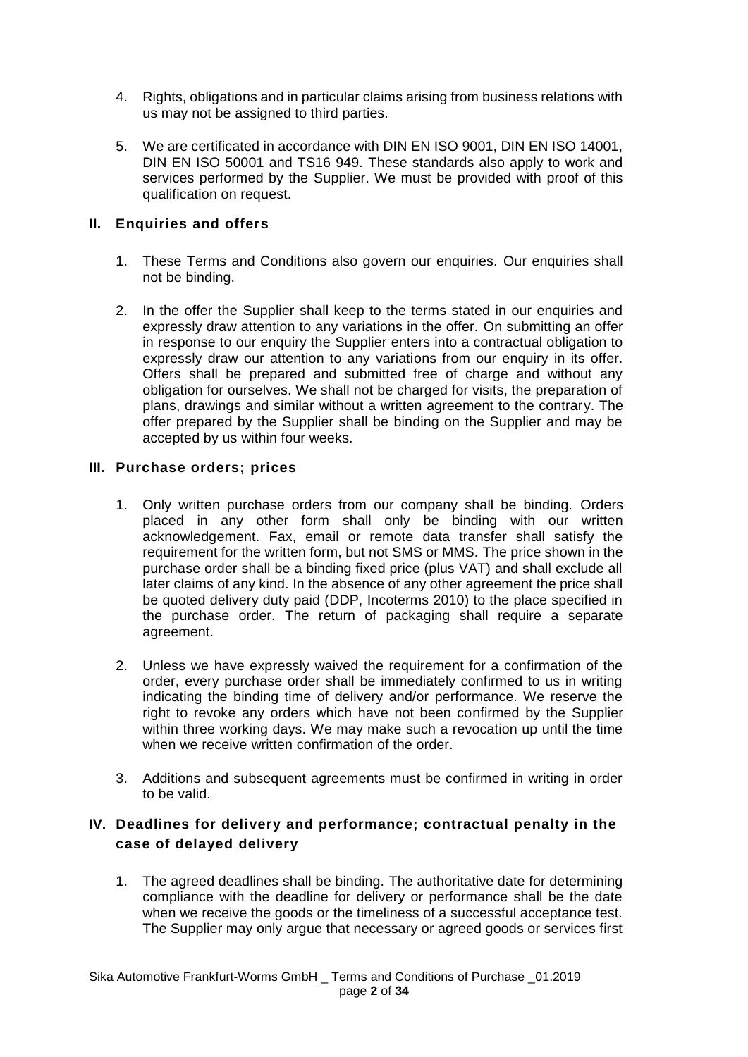4. Rights, obligations and in particular claims arising from business relations with us may not be assigned to third parties.

5. We are certificated in accordance with DIN EN ISO 9001, DIN EN ISO 14001, DIN EN ISO 50001 and TS16 949. These standards also apply to work and services performed by the Supplier. We must be provided with proof of this qualification on request.

## II. Enquiries and offers

1. These Terms and Conditions also govern our enquiries. Our enquiries shall not be binding.

2. In the offer the Supplier shall keep to the terms stated in our enquiries and expressly draw attention to any variations in the offer. On submitting an offer in response to our enquiry the Supplier enters into a contractual obligation to expressly draw our attention to any variations from our enquiry in its offer. Offers shall be prepared and submitted free of charge and without any obligation for ourselves. We shall not be charged for visits, the preparation of plans, drawings and similar without a written agreement to the contrary. The offer prepared by the Supplier shall be binding on the Supplier and may be accepted by us within four weeks.

## III. Purchase orders; prices

1. Only written purchase orders from our company shall be binding. Orders placed in any other form shall only be binding with our written acknowledgement. Fax, email or remote data transfer shall satisfy the requirement for the written form, but not SMS or MMS. The price shown in the purchase order shall be a binding fixed price (plus VAT) and shall exclude all later claims of any kind. In the absence of any other agreement the price shall be quoted delivery duty paid (DDP, Incoterms 2010) to the place specified in the purchase order. The return of packaging shall require a separate agreement.

2. Unless we have expressly waived the requirement for a confirmation of the order, every purchase order shall be immediately confirmed to us in writing indicating the binding time of delivery and/or performance. We reserve the right to revoke any orders which have not been confirmed by the Supplier within three working days. We may make such a revocation up until the time when we receive written confirmation of the order.

3. Additions and subsequent agreements must be confirmed in writing in order to be valid.

## IV. Deadlines for delivery and performance; contractual penalty in the case of delayed delivery

1. The agreed deadlines shall be binding. The authoritative date for determining compliance with the deadline for delivery or performance shall be the date when we receive the goods or the timeliness of a successful acceptance test. The Supplier may only argue that necessary or agreed goods or services first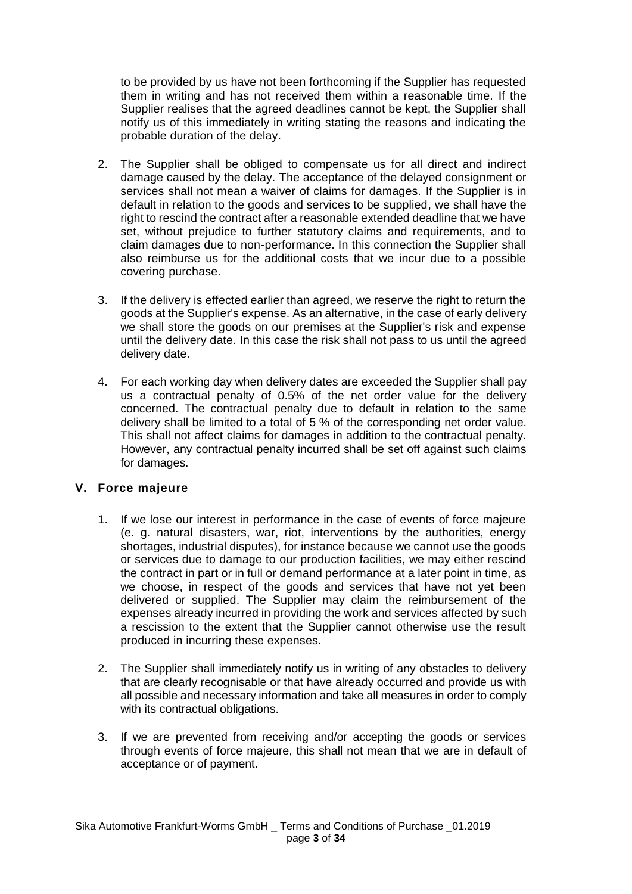to be provided by us have not been forthcoming if the Supplier has requested them in writing and has not received them within a reasonable time. If the Supplier realises that the agreed deadlines cannot be kept, the Supplier shall notify us of this immediately in writing stating the reasons and indicating the probable duration of the delay.

2. The Supplier shall be obliged to compensate us for all direct and indirect damage caused by the delay. The acceptance of the delayed consignment or services shall not mean a waiver of claims for damages. If the Supplier is in default in relation to the goods and services to be supplied, we shall have the right to rescind the contract after a reasonable extended deadline that we have set, without prejudice to further statutory claims and requirements, and to claim damages due to non-performance. In this connection the Supplier shall also reimburse us for the additional costs that we incur due to a possible covering purchase.

3. If the delivery is effected earlier than agreed, we reserve the right to return the goods at the Supplier's expense. As an alternative, in the case of early delivery we shall store the goods on our premises at the Supplier's risk and expense until the delivery date. In this case the risk shall not pass to us until the agreed delivery date.

4. For each working day when delivery dates are exceeded the Supplier shall pay us a contractual penalty of 0.5% of the net order value for the delivery concerned. The contractual penalty due to default in relation to the same delivery shall be limited to a total of 5 % of the corresponding net order value. This shall not affect claims for damages in addition to the contractual penalty. However, any contractual penalty incurred shall be set off against such claims for damages.

## V. Force majeure

1. If we lose our interest in performance in the case of events of force majeure (e. g. natural disasters, war, riot, interventions by the authorities, energy shortages, industrial disputes), for instance because we cannot use the goods or services due to damage to our production facilities, we may either rescind the contract in part or in full or demand performance at a later point in time, as we choose, in respect of the goods and services that have not yet been delivered or supplied. The Supplier may claim the reimbursement of the expenses already incurred in providing the work and services affected by such a rescission to the extent that the Supplier cannot otherwise use the result produced in incurring these expenses.

2. The Supplier shall immediately notify us in writing of any obstacles to delivery that are clearly recognisable or that have already occurred and provide us with all possible and necessary information and take all measures in order to comply with its contractual obligations.

3. If we are prevented from receiving and/or accepting the goods or services through events of force majeure, this shall not mean that we are in default of acceptance or of payment.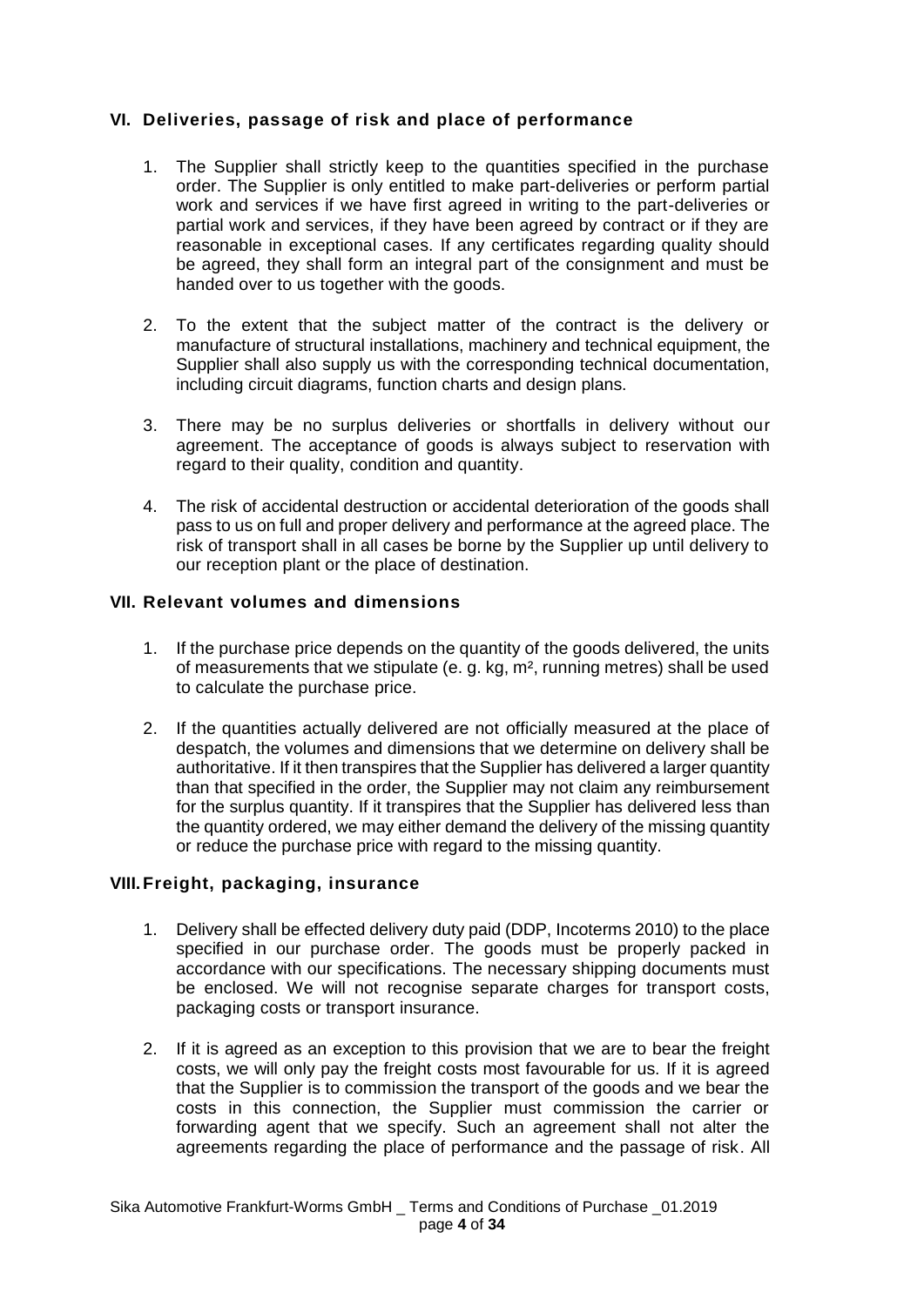## VI. Deliveries, passage of risk and place of performance

1. The Supplier shall strictly keep to the quantities specified in the purchase order. The Supplier is only entitled to make part-deliveries or perform partial work and services if we have first agreed in writing to the part-deliveries or partial work and services, if they have been agreed by contract or if they are reasonable in exceptional cases. If any certificates regarding quality should be agreed, they shall form an integral part of the consignment and must be handed over to us together with the goods.

2. To the extent that the subject matter of the contract is the delivery or manufacture of structural installations, machinery and technical equipment, the Supplier shall also supply us with the corresponding technical documentation, including circuit diagrams, function charts and design plans.

3. There may be no surplus deliveries or shortfalls in delivery without our agreement. The acceptance of goods is always subject to reservation with regard to their quality, condition and quantity.

4. The risk of accidental destruction or accidental deterioration of the goods shall pass to us on full and proper delivery and performance at the agreed place. The risk of transport shall in all cases be borne by the Supplier up until delivery to our reception plant or the place of destination.

## VII. Relevant volumes and dimensions

1. If the purchase price depends on the quantity of the goods delivered, the units of measurements that we stipulate (e. g. kg, m², running metres) shall be used to calculate the purchase price.

2. If the quantities actually delivered are not officially measured at the place of despatch, the volumes and dimensions that we determine on delivery shall be authoritative. If it then transpires that the Supplier has delivered a larger quantity than that specified in the order, the Supplier may not claim any reimbursement for the surplus quantity. If it transpires that the Supplier has delivered less than the quantity ordered, we may either demand the delivery of the missing quantity or reduce the purchase price with regard to the missing quantity.

## VIII. Freight, packaging, insurance

1. Delivery shall be effected delivery duty paid (DDP, Incoterms 2010) to the place specified in our purchase order. The goods must be properly packed in accordance with our specifications. The necessary shipping documents must be enclosed. We will not recognise separate charges for transport costs, packaging costs or transport insurance.

2. If it is agreed as an exception to this provision that we are to bear the freight costs, we will only pay the freight costs most favourable for us. If it is agreed that the Supplier is to commission the transport of the goods and we bear the costs in this connection, the Supplier must commission the carrier or forwarding agent that we specify. Such an agreement shall not alter the agreements regarding the place of performance and the passage of risk. All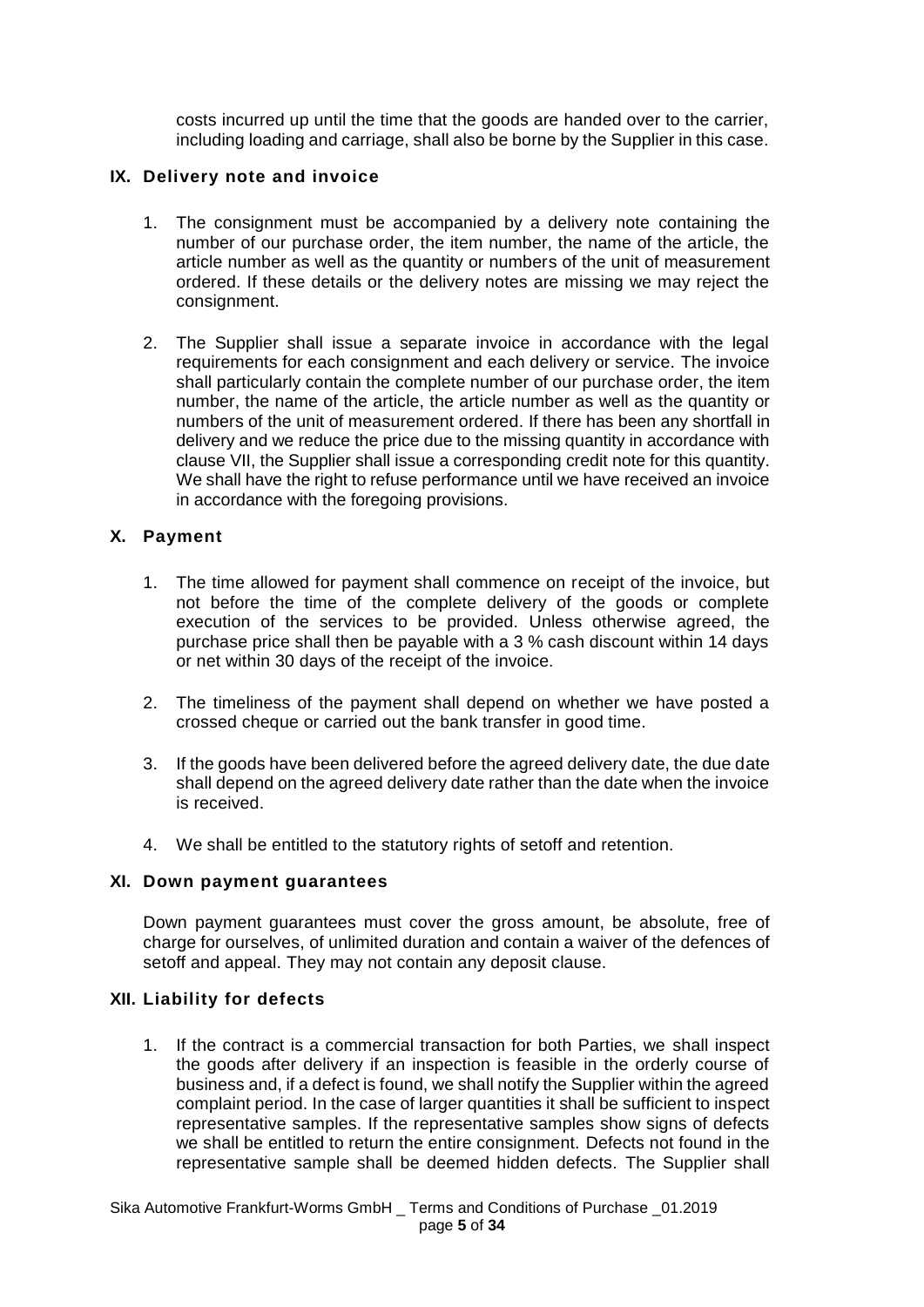costs incurred up until the time that the goods are handed over to the carrier, including loading and carriage, shall also be borne by the Supplier in this case.

## IX. Delivery note and invoice

1. The consignment must be accompanied by a delivery note containing the number of our purchase order, the item number, the name of the article, the article number as well as the quantity or numbers of the unit of measurement ordered. If these details or the delivery notes are missing we may reject the consignment.

2. The Supplier shall issue a separate invoice in accordance with the legal requirements for each consignment and each delivery or service. The invoice shall particularly contain the complete number of our purchase order, the item number, the name of the article, the article number as well as the quantity or numbers of the unit of measurement ordered. If there has been any shortfall in delivery and we reduce the price due to the missing quantity in accordance with clause VII, the Supplier shall issue a corresponding credit note for this quantity. We shall have the right to refuse performance until we have received an invoice in accordance with the foregoing provisions.

## X. Payment

1. The time allowed for payment shall commence on receipt of the invoice, but not before the time of the complete delivery of the goods or complete execution of the services to be provided. Unless otherwise agreed, the purchase price shall then be payable with a 3 % cash discount within 14 days or net within 30 days of the receipt of the invoice.

2. The timeliness of the payment shall depend on whether we have posted a crossed cheque or carried out the bank transfer in good time.

3. If the goods have been delivered before the agreed delivery date, the due date shall depend on the agreed delivery date rather than the date when the invoice is received.

4. We shall be entitled to the statutory rights of setoff and retention.

## XI. Down payment guarantees

Down payment guarantees must cover the gross amount, be absolute, free of charge for ourselves, of unlimited duration and contain a waiver of the defences of setoff and appeal. They may not contain any deposit clause.

## XII. Liability for defects

1. If the contract is a commercial transaction for both Parties, we shall inspect the goods after delivery if an inspection is feasible in the orderly course of business and, if a defect is found, we shall notify the Supplier within the agreed complaint period. In the case of larger quantities it shall be sufficient to inspect representative samples. If the representative samples show signs of defects we shall be entitled to return the entire consignment. Defects not found in the representative sample shall be deemed hidden defects. The Supplier shall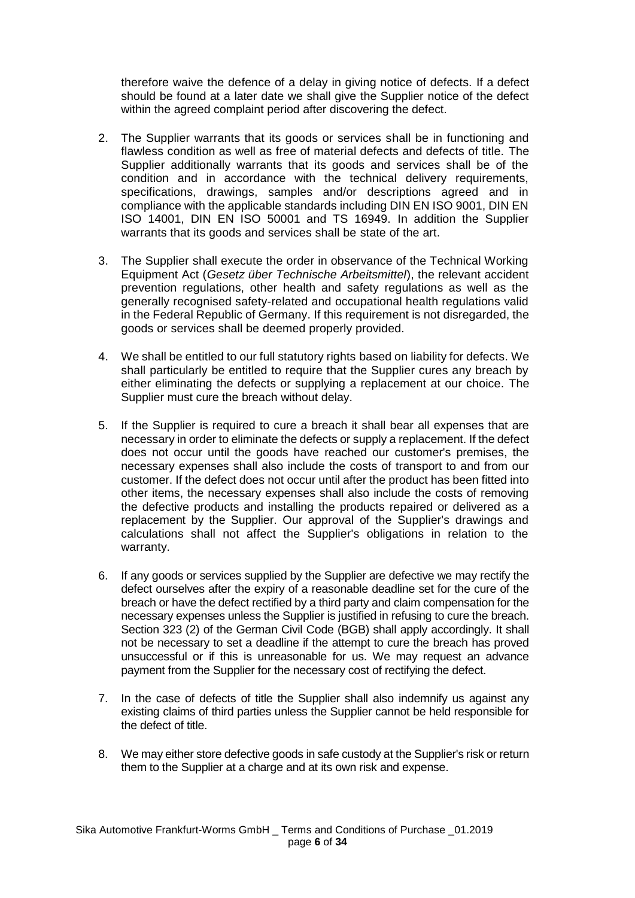therefore waive the defence of a delay in giving notice of defects. If a defect should be found at a later date we shall give the Supplier notice of the defect within the agreed complaint period after discovering the defect.

2. The Supplier warrants that its goods or services shall be in functioning and flawless condition as well as free of material defects and defects of title. The Supplier additionally warrants that its goods and services shall be of the condition and in accordance with the technical delivery requirements, specifications, drawings, samples and/or descriptions agreed and in compliance with the applicable standards including DIN EN ISO 9001, DIN EN ISO 14001, DIN EN ISO 50001 and TS 16949. In addition the Supplier warrants that its goods and services shall be state of the art.

3. The Supplier shall execute the order in observance of the Technical Working Equipment Act (*Gesetz über Technische Arbeitsmittel*), the relevant accident prevention regulations, other health and safety regulations as well as the generally recognised safety-related and occupational health regulations valid in the Federal Republic of Germany. If this requirement is not disregarded, the goods or services shall be deemed properly provided.

4. We shall be entitled to our full statutory rights based on liability for defects. We shall particularly be entitled to require that the Supplier cures any breach by either eliminating the defects or supplying a replacement at our choice. The Supplier must cure the breach without delay.

5. If the Supplier is required to cure a breach it shall bear all expenses that are necessary in order to eliminate the defects or supply a replacement. If the defect does not occur until the goods have reached our customer's premises, the necessary expenses shall also include the costs of transport to and from our customer. If the defect does not occur until after the product has been fitted into other items, the necessary expenses shall also include the costs of removing the defective products and installing the products repaired or delivered as a replacement by the Supplier. Our approval of the Supplier's drawings and calculations shall not affect the Supplier's obligations in relation to the warranty.

6. If any goods or services supplied by the Supplier are defective we may rectify the defect ourselves after the expiry of a reasonable deadline set for the cure of the breach or have the defect rectified by a third party and claim compensation for the necessary expenses unless the Supplier is justified in refusing to cure the breach. Section 323 (2) of the German Civil Code (BGB) shall apply accordingly. It shall not be necessary to set a deadline if the attempt to cure the breach has proved unsuccessful or if this is unreasonable for us. We may request an advance payment from the Supplier for the necessary cost of rectifying the defect.

7. In the case of defects of title the Supplier shall also indemnify us against any existing claims of third parties unless the Supplier cannot be held responsible for the defect of title.

8. We may either store defective goods in safe custody at the Supplier's risk or return them to the Supplier at a charge and at its own risk and expense.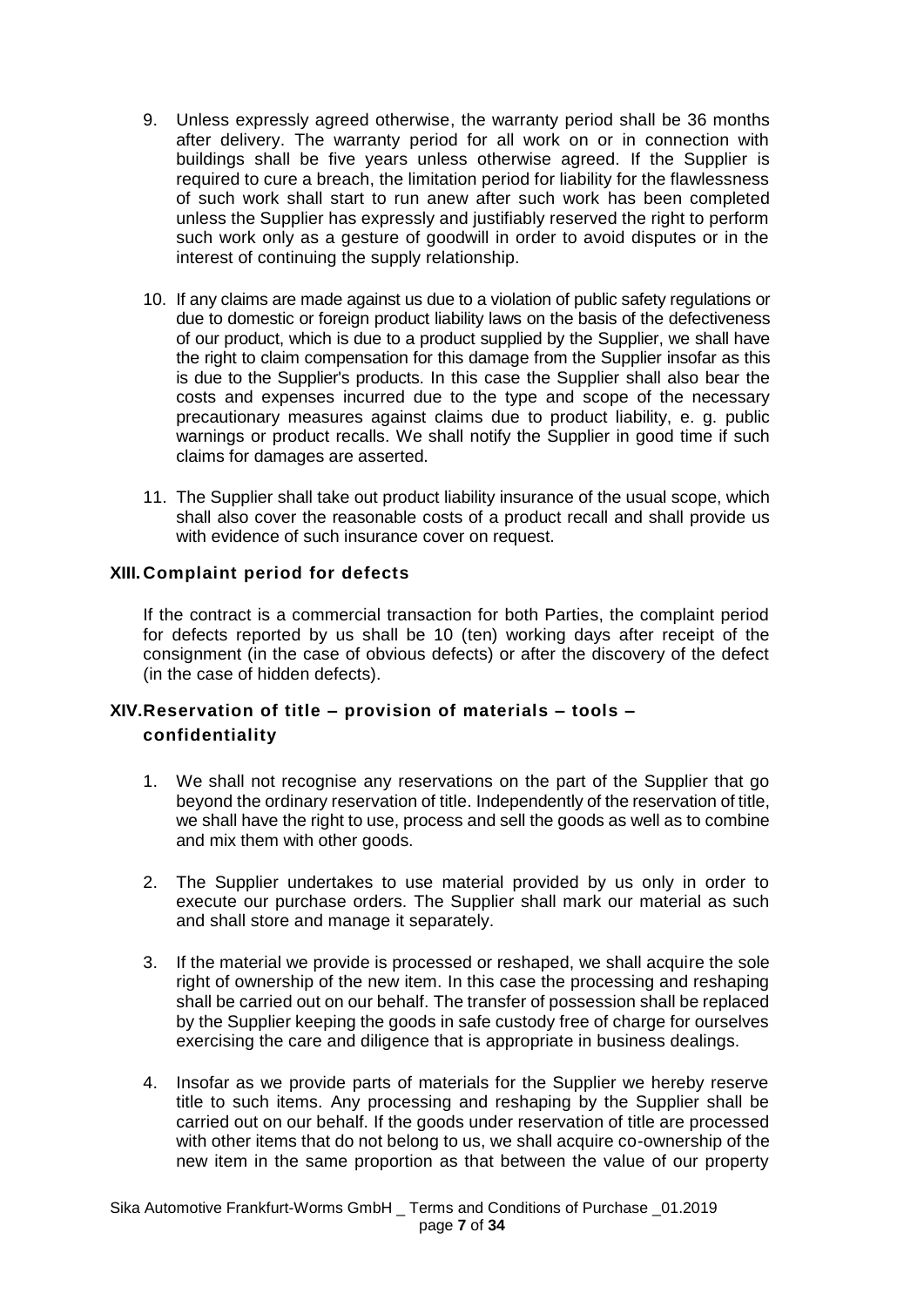9. Unless expressly agreed otherwise, the warranty period shall be 36 months after delivery. The warranty period for all work on or in connection with buildings shall be five years unless otherwise agreed. If the Supplier is required to cure a breach, the limitation period for liability for the flawlessness of such work shall start to run anew after such work has been completed unless the Supplier has expressly and justifiably reserved the right to perform such work only as a gesture of goodwill in order to avoid disputes or in the interest of continuing the supply relationship.

10. If any claims are made against us due to a violation of public safety regulations or due to domestic or foreign product liability laws on the basis of the defectiveness of our product, which is due to a product supplied by the Supplier, we shall have the right to claim compensation for this damage from the Supplier insofar as this is due to the Supplier's products. In this case the Supplier shall also bear the costs and expenses incurred due to the type and scope of the necessary precautionary measures against claims due to product liability, e. g. public warnings or product recalls. We shall notify the Supplier in good time if such claims for damages are asserted.

11. The Supplier shall take out product liability insurance of the usual scope, which shall also cover the reasonable costs of a product recall and shall provide us with evidence of such insurance cover on request.

## XIII. Complaint period for defects

If the contract is a commercial transaction for both Parties, the complaint period for defects reported by us shall be 10 (ten) working days after receipt of the consignment (in the case of obvious defects) or after the discovery of the defect (in the case of hidden defects).

## XIV. Reservation of title – provision of materials – tools – confidentiality

1. We shall not recognise any reservations on the part of the Supplier that go beyond the ordinary reservation of title. Independently of the reservation of title, we shall have the right to use, process and sell the goods as well as to combine and mix them with other goods.

2. The Supplier undertakes to use material provided by us only in order to execute our purchase orders. The Supplier shall mark our material as such and shall store and manage it separately.

3. If the material we provide is processed or reshaped, we shall acquire the sole right of ownership of the new item. In this case the processing and reshaping shall be carried out on our behalf. The transfer of possession shall be replaced by the Supplier keeping the goods in safe custody free of charge for ourselves exercising the care and diligence that is appropriate in business dealings.

4. Insofar as we provide parts of materials for the Supplier we hereby reserve title to such items. Any processing and reshaping by the Supplier shall be carried out on our behalf. If the goods under reservation of title are processed with other items that do not belong to us, we shall acquire co-ownership of the new item in the same proportion as that between the value of our property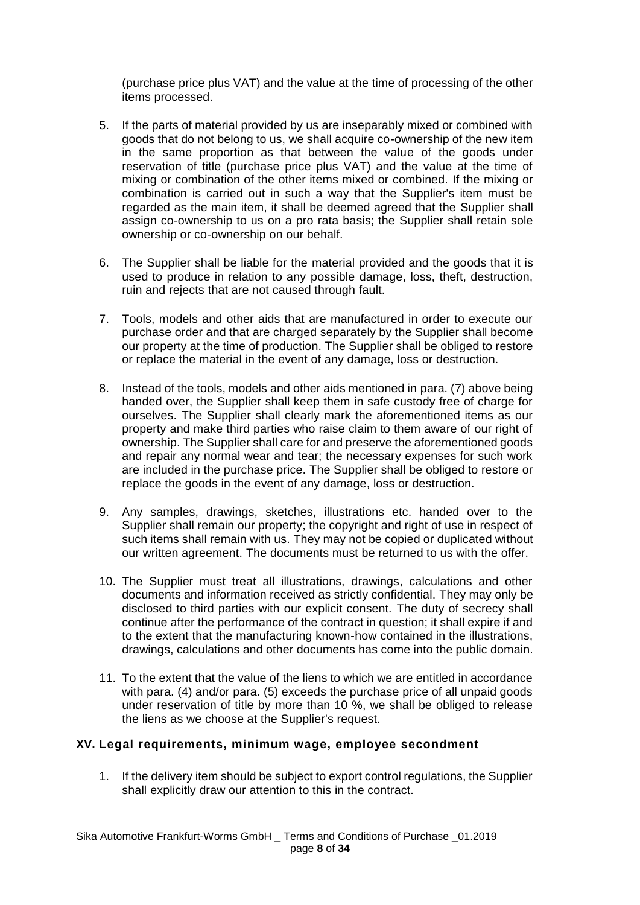(purchase price plus VAT) and the value at the time of processing of the other items processed.

5. If the parts of material provided by us are inseparably mixed or combined with goods that do not belong to us, we shall acquire co-ownership of the new item in the same proportion as that between the value of the goods under reservation of title (purchase price plus VAT) and the value at the time of mixing or combination of the other items mixed or combined. If the mixing or combination is carried out in such a way that the Supplier's item must be regarded as the main item, it shall be deemed agreed that the Supplier shall assign co-ownership to us on a pro rata basis; the Supplier shall retain sole ownership or co-ownership on our behalf.

6. The Supplier shall be liable for the material provided and the goods that it is used to produce in relation to any possible damage, loss, theft, destruction, ruin and rejects that are not caused through fault.

7. Tools, models and other aids that are manufactured in order to execute our purchase order and that are charged separately by the Supplier shall become our property at the time of production. The Supplier shall be obliged to restore or replace the material in the event of any damage, loss or destruction.

8. Instead of the tools, models and other aids mentioned in para. (7) above being handed over, the Supplier shall keep them in safe custody free of charge for ourselves. The Supplier shall clearly mark the aforementioned items as our property and make third parties who raise claim to them aware of our right of ownership. The Supplier shall care for and preserve the aforementioned goods and repair any normal wear and tear; the necessary expenses for such work are included in the purchase price. The Supplier shall be obliged to restore or replace the goods in the event of any damage, loss or destruction.

9. Any samples, drawings, sketches, illustrations etc. handed over to the Supplier shall remain our property; the copyright and right of use in respect of such items shall remain with us. They may not be copied or duplicated without our written agreement. The documents must be returned to us with the offer.

10. The Supplier must treat all illustrations, drawings, calculations and other documents and information received as strictly confidential. They may only be disclosed to third parties with our explicit consent. The duty of secrecy shall continue after the performance of the contract in question; it shall expire if and to the extent that the manufacturing known-how contained in the illustrations, drawings, calculations and other documents has come into the public domain.

11. To the extent that the value of the liens to which we are entitled in accordance with para. (4) and/or para. (5) exceeds the purchase price of all unpaid goods under reservation of title by more than 10 %, we shall be obliged to release the liens as we choose at the Supplier's request.

## XV. Legal requirements, minimum wage, employee secondment

1. If the delivery item should be subject to export control regulations, the Supplier shall explicitly draw our attention to this in the contract.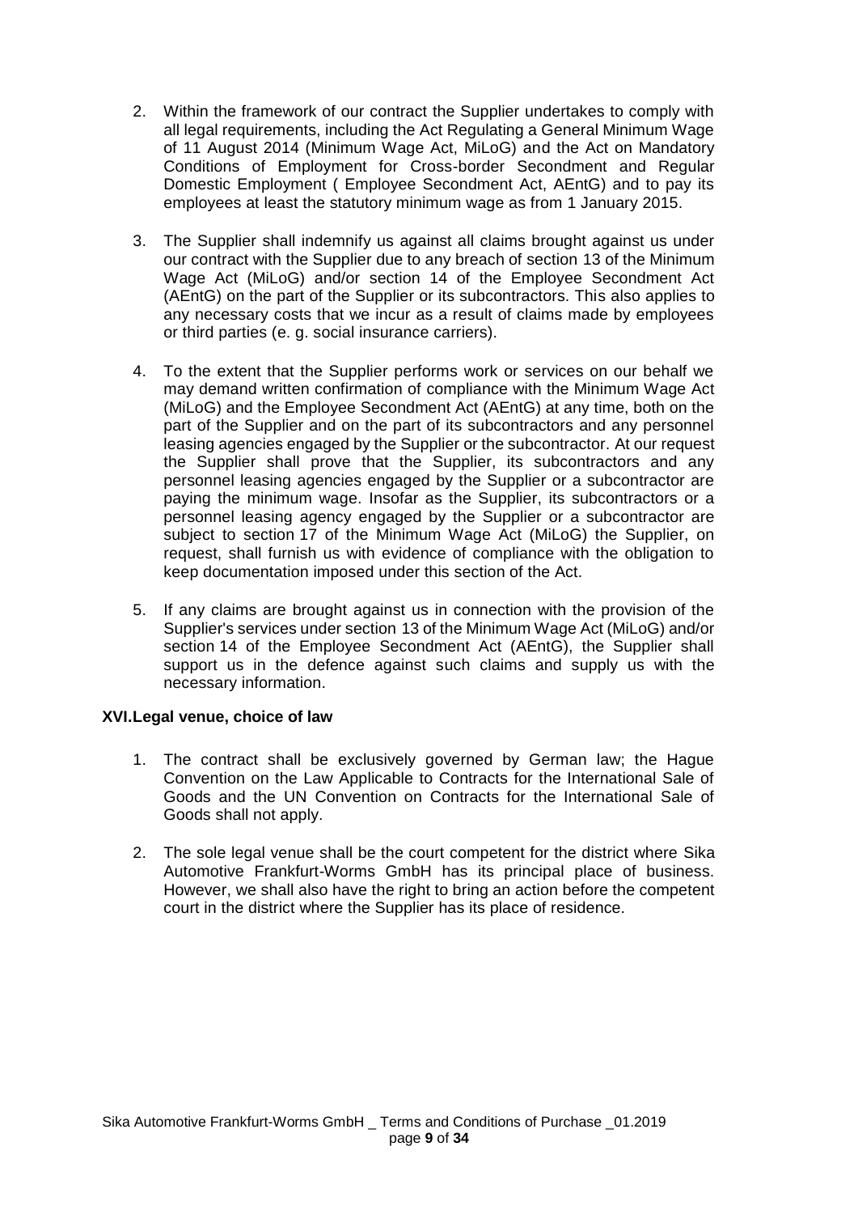2. Within the framework of our contract the Supplier undertakes to comply with all legal requirements, including the Act Regulating a General Minimum Wage of 11 August 2014 (Minimum Wage Act, MiLoG) and the Act on Mandatory Conditions of Employment for Cross-border Secondment and Regular Domestic Employment ( Employee Secondment Act, AEntG) and to pay its employees at least the statutory minimum wage as from 1 January 2015.

3. The Supplier shall indemnify us against all claims brought against us under our contract with the Supplier due to any breach of section 13 of the Minimum Wage Act (MiLoG) and/or section 14 of the Employee Secondment Act (AEntG) on the part of the Supplier or its subcontractors. This also applies to any necessary costs that we incur as a result of claims made by employees or third parties (e. g. social insurance carriers).

4. To the extent that the Supplier performs work or services on our behalf we may demand written confirmation of compliance with the Minimum Wage Act (MiLoG) and the Employee Secondment Act (AEntG) at any time, both on the part of the Supplier and on the part of its subcontractors and any personnel leasing agencies engaged by the Supplier or the subcontractor. At our request the Supplier shall prove that the Supplier, its subcontractors and any personnel leasing agencies engaged by the Supplier or a subcontractor are paying the minimum wage. Insofar as the Supplier, its subcontractors or a personnel leasing agency engaged by the Supplier or a subcontractor are subject to section 17 of the Minimum Wage Act (MiLoG) the Supplier, on request, shall furnish us with evidence of compliance with the obligation to keep documentation imposed under this section of the Act.

5. If any claims are brought against us in connection with the provision of the Supplier's services under section 13 of the Minimum Wage Act (MiLoG) and/or section 14 of the Employee Secondment Act (AEntG), the Supplier shall support us in the defence against such claims and supply us with the necessary information.

## XVI. Legal venue, choice of law

1. The contract shall be exclusively governed by German law; the Hague Convention on the Law Applicable to Contracts for the International Sale of Goods and the UN Convention on Contracts for the International Sale of Goods shall not apply.

2. The sole legal venue shall be the court competent for the district where Sika Automotive Frankfurt-Worms GmbH has its principal place of business. However, we shall also have the right to bring an action before the competent court in the district where the Supplier has its place of residence.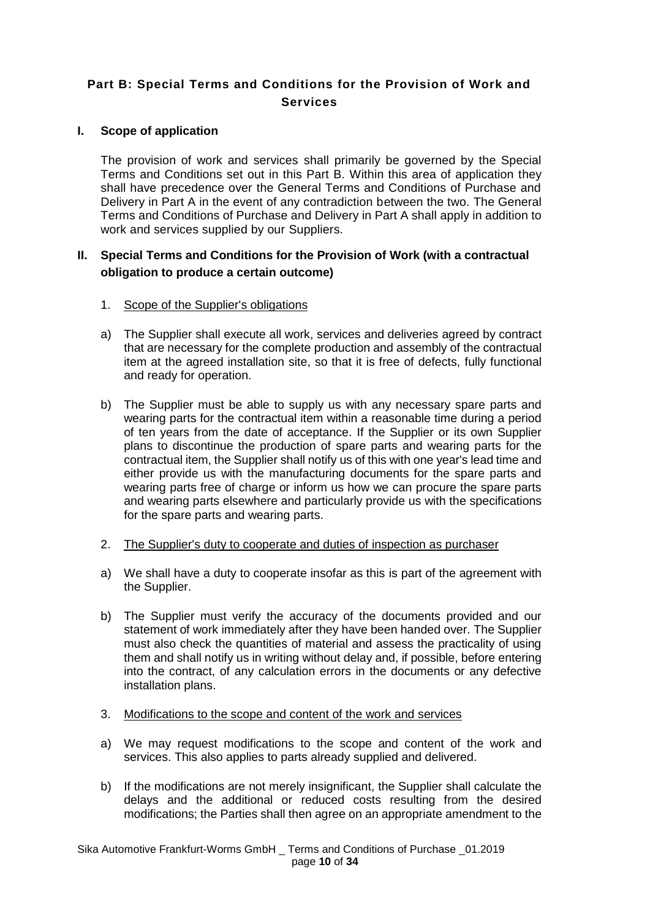## Part B: Special Terms and Conditions for the Provision of Work and Services

### I. Scope of application

The provision of work and services shall primarily be governed by the Special Terms and Conditions set out in this Part B. Within this area of application they shall have precedence over the General Terms and Conditions of Purchase and Delivery in Part A in the event of any contradiction between the two. The General Terms and Conditions of Purchase and Delivery in Part A shall apply in addition to work and services supplied by our Suppliers.

### II. Special Terms and Conditions for the Provision of Work (with a contractual obligation to produce a certain outcome)

1. Scope of the Supplier's obligations

a) The Supplier shall execute all work, services and deliveries agreed by contract that are necessary for the complete production and assembly of the contractual item at the agreed installation site, so that it is free of defects, fully functional and ready for operation.

b) The Supplier must be able to supply us with any necessary spare parts and wearing parts for the contractual item within a reasonable time during a period of ten years from the date of acceptance. If the Supplier or its own Supplier plans to discontinue the production of spare parts and wearing parts for the contractual item, the Supplier shall notify us of this with one year's lead time and either provide us with the manufacturing documents for the spare parts and wearing parts free of charge or inform us how we can procure the spare parts and wearing parts elsewhere and particularly provide us with the specifications for the spare parts and wearing parts.

2. The Supplier's duty to cooperate and duties of inspection as purchaser

a) We shall have a duty to cooperate insofar as this is part of the agreement with the Supplier.

b) The Supplier must verify the accuracy of the documents provided and our statement of work immediately after they have been handed over. The Supplier must also check the quantities of material and assess the practicality of using them and shall notify us in writing without delay and, if possible, before entering into the contract, of any calculation errors in the documents or any defective installation plans.

3. Modifications to the scope and content of the work and services

a) We may request modifications to the scope and content of the work and services. This also applies to parts already supplied and delivered.

b) If the modifications are not merely insignificant, the Supplier shall calculate the delays and the additional or reduced costs resulting from the desired modifications; the Parties shall then agree on an appropriate amendment to the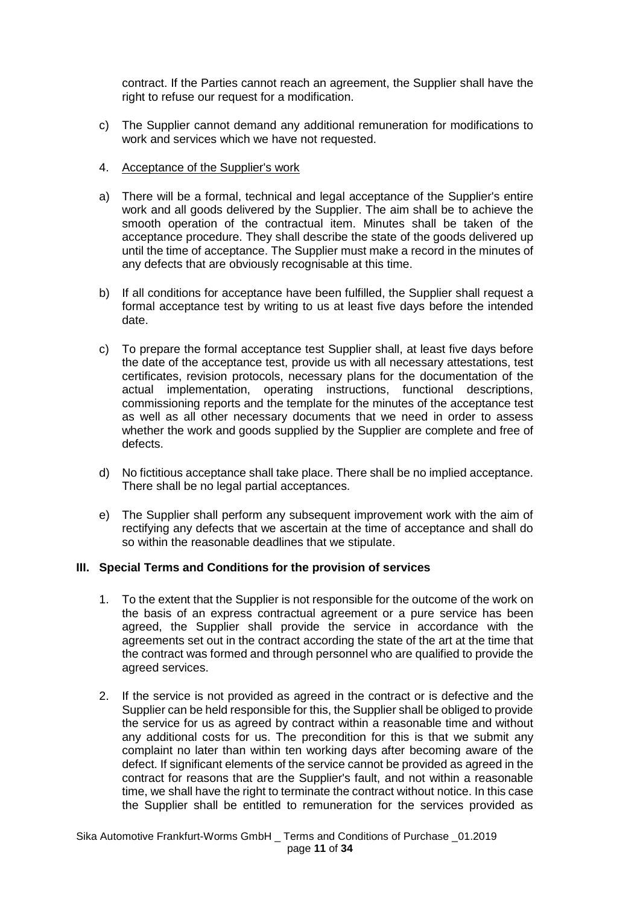contract. If the Parties cannot reach an agreement, the Supplier shall have the right to refuse our request for a modification.

c) The Supplier cannot demand any additional remuneration for modifications to work and services which we have not requested.

4. Acceptance of the Supplier's work

a) There will be a formal, technical and legal acceptance of the Supplier's entire work and all goods delivered by the Supplier. The aim shall be to achieve the smooth operation of the contractual item. Minutes shall be taken of the acceptance procedure. They shall describe the state of the goods delivered up until the time of acceptance. The Supplier must make a record in the minutes of any defects that are obviously recognisable at this time.

b) If all conditions for acceptance have been fulfilled, the Supplier shall request a formal acceptance test by writing to us at least five days before the intended date.

c) To prepare the formal acceptance test Supplier shall, at least five days before the date of the acceptance test, provide us with all necessary attestations, test certificates, revision protocols, necessary plans for the documentation of the actual implementation, operating instructions, functional descriptions, commissioning reports and the template for the minutes of the acceptance test as well as all other necessary documents that we need in order to assess whether the work and goods supplied by the Supplier are complete and free of defects.

d) No fictitious acceptance shall take place. There shall be no implied acceptance. There shall be no legal partial acceptances.

e) The Supplier shall perform any subsequent improvement work with the aim of rectifying any defects that we ascertain at the time of acceptance and shall do so within the reasonable deadlines that we stipulate.

## III. Special Terms and Conditions for the provision of services

1. To the extent that the Supplier is not responsible for the outcome of the work on the basis of an express contractual agreement or a pure service has been agreed, the Supplier shall provide the service in accordance with the agreements set out in the contract according the state of the art at the time that the contract was formed and through personnel who are qualified to provide the agreed services.

2. If the service is not provided as agreed in the contract or is defective and the Supplier can be held responsible for this, the Supplier shall be obliged to provide the service for us as agreed by contract within a reasonable time and without any additional costs for us. The precondition for this is that we submit any complaint no later than within ten working days after becoming aware of the defect. If significant elements of the service cannot be provided as agreed in the contract for reasons that are the Supplier's fault, and not within a reasonable time, we shall have the right to terminate the contract without notice. In this case the Supplier shall be entitled to remuneration for the services provided as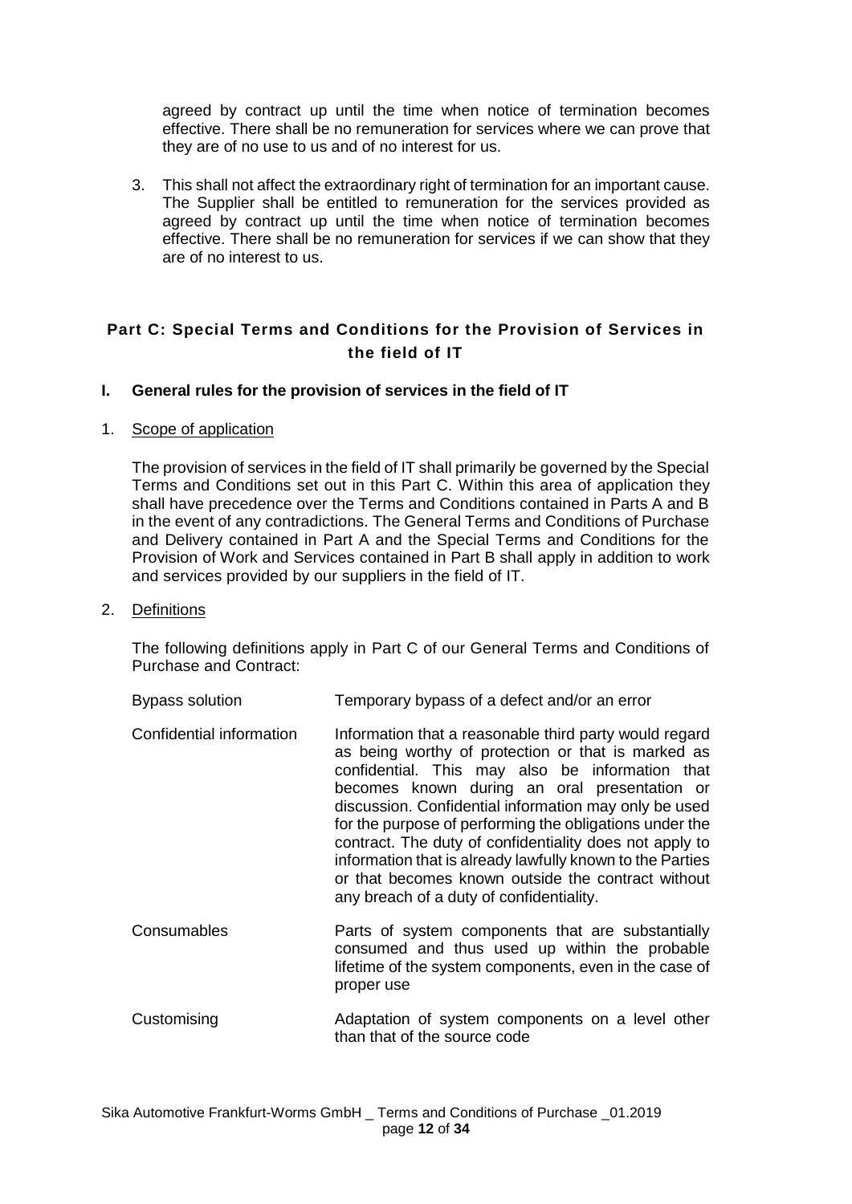agreed by contract up until the time when notice of termination becomes effective. There shall be no remuneration for services where we can prove that they are of no use to us and of no interest for us.

3. This shall not affect the extraordinary right of termination for an important cause. The Supplier shall be entitled to remuneration for the services provided as agreed by contract up until the time when notice of termination becomes effective. There shall be no remuneration for services if we can show that they are of no interest to us.

## Part C: Special Terms and Conditions for the Provision of Services in the field of IT

### I. General rules for the provision of services in the field of IT

1. Scope of application

   The provision of services in the field of IT shall primarily be governed by the Special Terms and Conditions set out in this Part C. Within this area of application they shall have precedence over the Terms and Conditions contained in Parts A and B in the event of any contradictions. The General Terms and Conditions of Purchase and Delivery contained in Part A and the Special Terms and Conditions for the Provision of Work and Services contained in Part B shall apply in addition to work and services provided by our suppliers in the field of IT.

2. Definitions

   The following definitions apply in Part C of our General Terms and Conditions of Purchase and Contract:

| | |
|---|---|
| Bypass solution | Temporary bypass of a defect and/or an error |
| Confidential information | Information that a reasonable third party would regard as being worthy of protection or that is marked as confidential. This may also be information that becomes known during an oral presentation or discussion. Confidential information may only be used for the purpose of performing the obligations under the contract. The duty of confidentiality does not apply to information that is already lawfully known to the Parties or that becomes known outside the contract without any breach of a duty of confidentiality. |
| Consumables | Parts of system components that are substantially consumed and thus used up within the probable lifetime of the system components, even in the case of proper use |
| Customising | Adaptation of system components on a level other than that of the source code |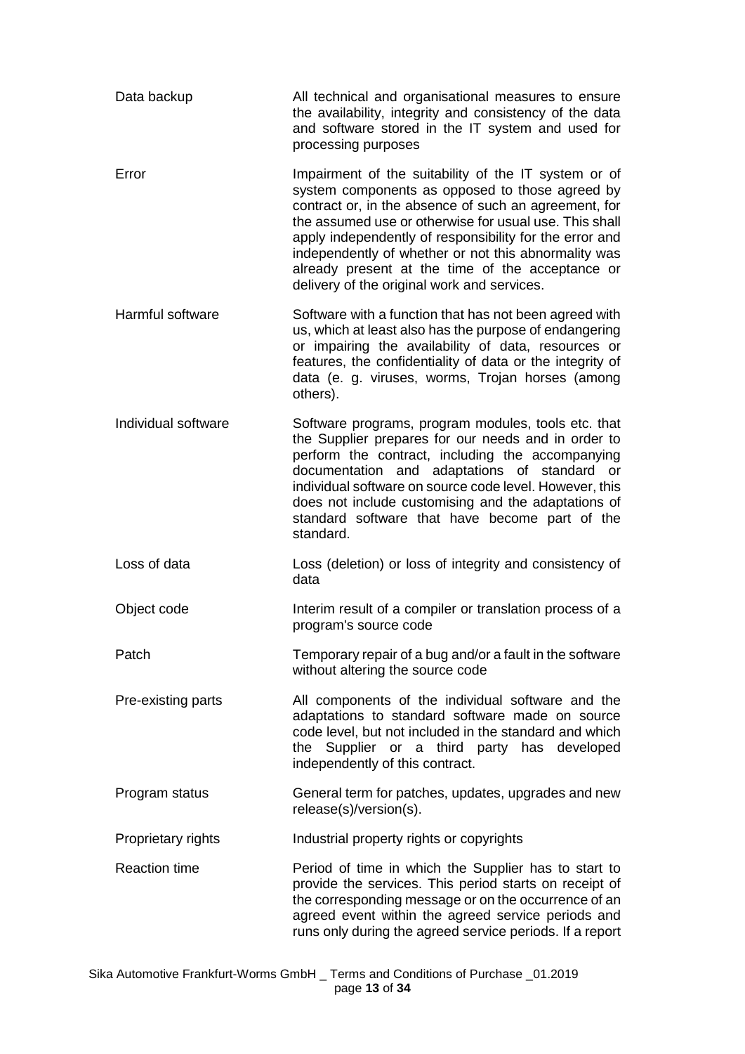| | |
|---|---|
| Data backup | All technical and organisational measures to ensure the availability, integrity and consistency of the data and software stored in the IT system and used for processing purposes |
| Error | Impairment of the suitability of the IT system or of system components as opposed to those agreed by contract or, in the absence of such an agreement, for the assumed use or otherwise for usual use. This shall apply independently of responsibility for the error and independently of whether or not this abnormality was already present at the time of the acceptance or delivery of the original work and services. |
| Harmful software | Software with a function that has not been agreed with us, which at least also has the purpose of endangering or impairing the availability of data, resources or features, the confidentiality of data or the integrity of data (e. g. viruses, worms, Trojan horses (among others). |
| Individual software | Software programs, program modules, tools etc. that the Supplier prepares for our needs and in order to perform the contract, including the accompanying documentation and adaptations of standard or individual software on source code level. However, this does not include customising and the adaptations of standard software that have become part of the standard. |
| Loss of data | Loss (deletion) or loss of integrity and consistency of data |
| Object code | Interim result of a compiler or translation process of a program's source code |
| Patch | Temporary repair of a bug and/or a fault in the software without altering the source code |
| Pre-existing parts | All components of the individual software and the adaptations to standard software made on source code level, but not included in the standard and which the Supplier or a third party has developed independently of this contract. |
| Program status | General term for patches, updates, upgrades and new release(s)/version(s). |
| Proprietary rights | Industrial property rights or copyrights |
| Reaction time | Period of time in which the Supplier has to start to provide the services. This period starts on receipt of the corresponding message or on the occurrence of an agreed event within the agreed service periods and runs only during the agreed service periods. If a report |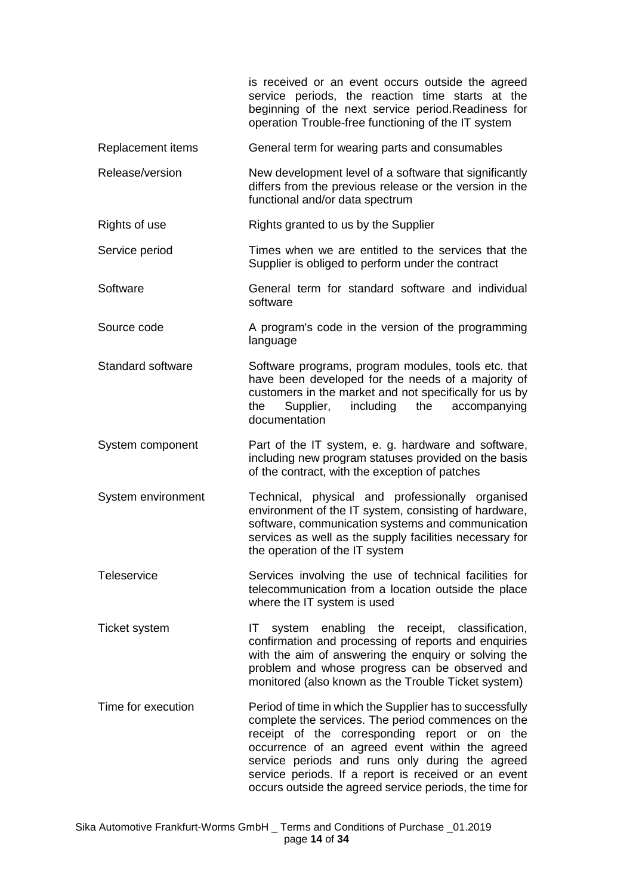| | |
|---|---|
| | is received or an event occurs outside the agreed service periods, the reaction time starts at the beginning of the next service period.Readiness for operation Trouble-free functioning of the IT system |
| Replacement items | General term for wearing parts and consumables |
| Release/version | New development level of a software that significantly differs from the previous release or the version in the functional and/or data spectrum |
| Rights of use | Rights granted to us by the Supplier |
| Service period | Times when we are entitled to the services that the Supplier is obliged to perform under the contract |
| Software | General term for standard software and individual software |
| Source code | A program's code in the version of the programming language |
| Standard software | Software programs, program modules, tools etc. that have been developed for the needs of a majority of customers in the market and not specifically for us by the Supplier, including the accompanying documentation |
| System component | Part of the IT system, e. g. hardware and software, including new program statuses provided on the basis of the contract, with the exception of patches |
| System environment | Technical, physical and professionally organised environment of the IT system, consisting of hardware, software, communication systems and communication services as well as the supply facilities necessary for the operation of the IT system |
| Teleservice | Services involving the use of technical facilities for telecommunication from a location outside the place where the IT system is used |
| Ticket system | IT system enabling the receipt, classification, confirmation and processing of reports and enquiries with the aim of answering the enquiry or solving the problem and whose progress can be observed and monitored (also known as the Trouble Ticket system) |
| Time for execution | Period of time in which the Supplier has to successfully complete the services. The period commences on the receipt of the corresponding report or on the occurrence of an agreed event within the agreed service periods and runs only during the agreed service periods. If a report is received or an event occurs outside the agreed service periods, the time for |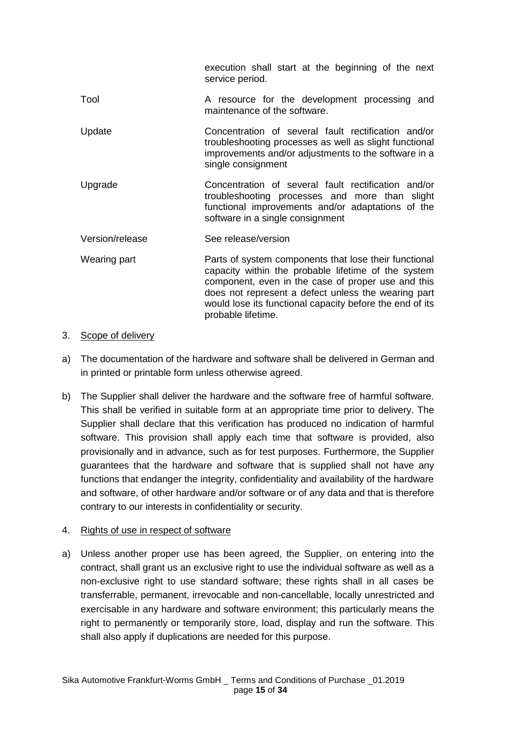| | |
|---|---|
| | execution shall start at the beginning of the next service period. |
| Tool | A resource for the development processing and maintenance of the software. |
| Update | Concentration of several fault rectification and/or troubleshooting processes as well as slight functional improvements and/or adjustments to the software in a single consignment |
| Upgrade | Concentration of several fault rectification and/or troubleshooting processes and more than slight functional improvements and/or adaptations of the software in a single consignment |
| Version/release | See release/version |
| Wearing part | Parts of system components that lose their functional capacity within the probable lifetime of the system component, even in the case of proper use and this does not represent a defect unless the wearing part would lose its functional capacity before the end of its probable lifetime. |

3. <u>Scope of delivery</u>

a) The documentation of the hardware and software shall be delivered in German and in printed or printable form unless otherwise agreed.

b) The Supplier shall deliver the hardware and the software free of harmful software. This shall be verified in suitable form at an appropriate time prior to delivery. The Supplier shall declare that this verification has produced no indication of harmful software. This provision shall apply each time that software is provided, also provisionally and in advance, such as for test purposes. Furthermore, the Supplier guarantees that the hardware and software that is supplied shall not have any functions that endanger the integrity, confidentiality and availability of the hardware and software, of other hardware and/or software or of any data and that is therefore contrary to our interests in confidentiality or security.

4. <u>Rights of use in respect of software</u>

a) Unless another proper use has been agreed, the Supplier, on entering into the contract, shall grant us an exclusive right to use the individual software as well as a non-exclusive right to use standard software; these rights shall in all cases be transferrable, permanent, irrevocable and non-cancellable, locally unrestricted and exercisable in any hardware and software environment; this particularly means the right to permanently or temporarily store, load, display and run the software. This shall also apply if duplications are needed for this purpose.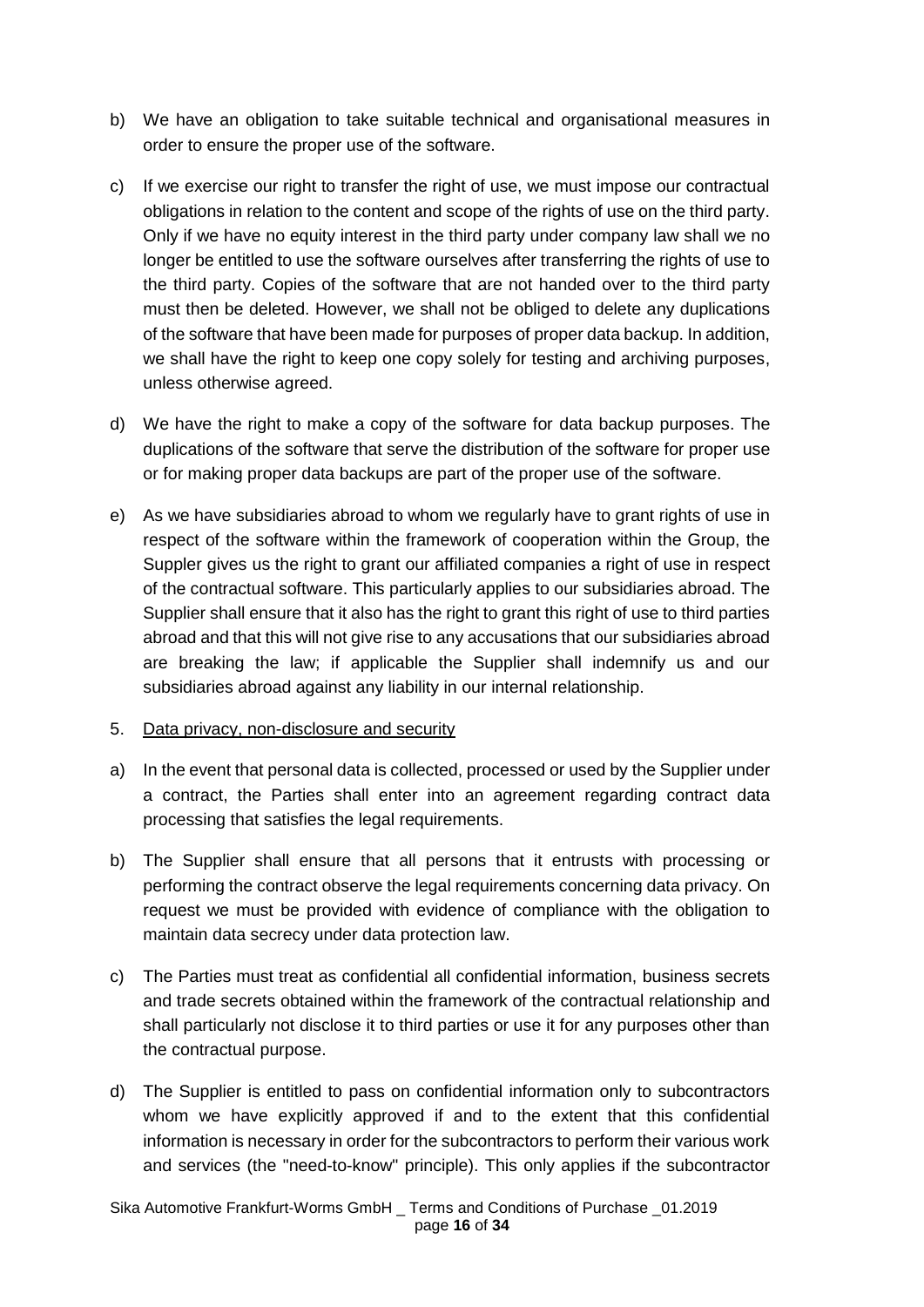b) We have an obligation to take suitable technical and organisational measures in order to ensure the proper use of the software.

c) If we exercise our right to transfer the right of use, we must impose our contractual obligations in relation to the content and scope of the rights of use on the third party. Only if we have no equity interest in the third party under company law shall we no longer be entitled to use the software ourselves after transferring the rights of use to the third party. Copies of the software that are not handed over to the third party must then be deleted. However, we shall not be obliged to delete any duplications of the software that have been made for purposes of proper data backup. In addition, we shall have the right to keep one copy solely for testing and archiving purposes, unless otherwise agreed.

d) We have the right to make a copy of the software for data backup purposes. The duplications of the software that serve the distribution of the software for proper use or for making proper data backups are part of the proper use of the software.

e) As we have subsidiaries abroad to whom we regularly have to grant rights of use in respect of the software within the framework of cooperation within the Group, the Suppler gives us the right to grant our affiliated companies a right of use in respect of the contractual software. This particularly applies to our subsidiaries abroad. The Supplier shall ensure that it also has the right to grant this right of use to third parties abroad and that this will not give rise to any accusations that our subsidiaries abroad are breaking the law; if applicable the Supplier shall indemnify us and our subsidiaries abroad against any liability in our internal relationship.

5. Data privacy, non-disclosure and security

a) In the event that personal data is collected, processed or used by the Supplier under a contract, the Parties shall enter into an agreement regarding contract data processing that satisfies the legal requirements.

b) The Supplier shall ensure that all persons that it entrusts with processing or performing the contract observe the legal requirements concerning data privacy. On request we must be provided with evidence of compliance with the obligation to maintain data secrecy under data protection law.

c) The Parties must treat as confidential all confidential information, business secrets and trade secrets obtained within the framework of the contractual relationship and shall particularly not disclose it to third parties or use it for any purposes other than the contractual purpose.

d) The Supplier is entitled to pass on confidential information only to subcontractors whom we have explicitly approved if and to the extent that this confidential information is necessary in order for the subcontractors to perform their various work and services (the "need-to-know" principle). This only applies if the subcontractor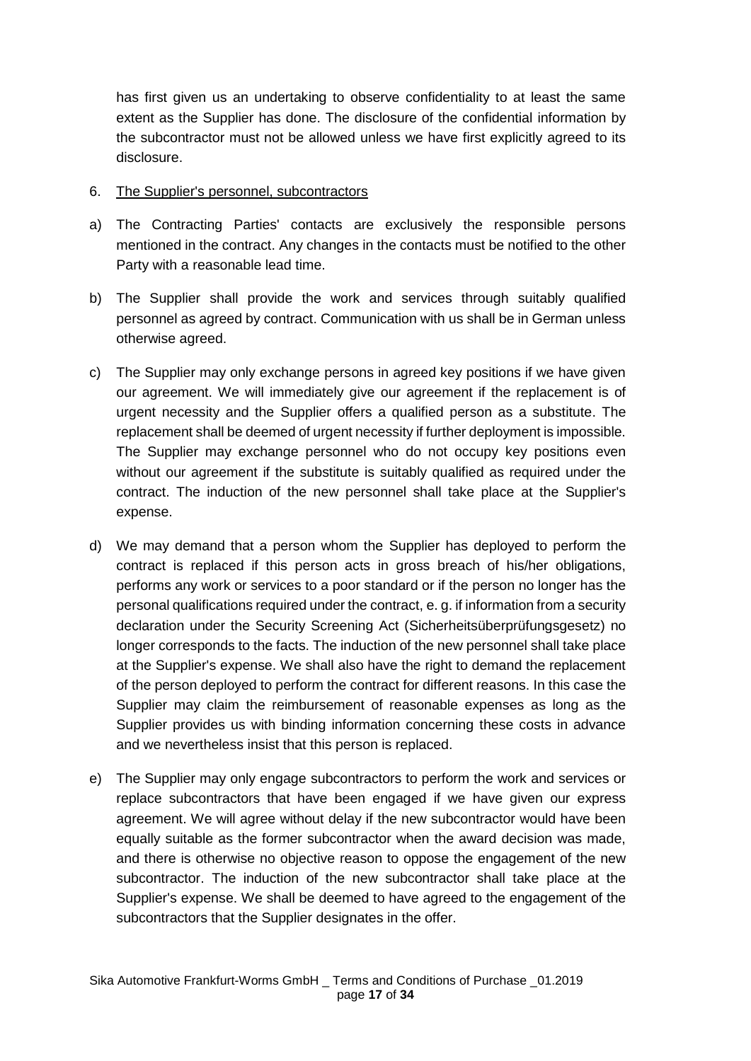has first given us an undertaking to observe confidentiality to at least the same extent as the Supplier has done. The disclosure of the confidential information by the subcontractor must not be allowed unless we have first explicitly agreed to its disclosure.

6. The Supplier's personnel, subcontractors

a) The Contracting Parties' contacts are exclusively the responsible persons mentioned in the contract. Any changes in the contacts must be notified to the other Party with a reasonable lead time.

b) The Supplier shall provide the work and services through suitably qualified personnel as agreed by contract. Communication with us shall be in German unless otherwise agreed.

c) The Supplier may only exchange persons in agreed key positions if we have given our agreement. We will immediately give our agreement if the replacement is of urgent necessity and the Supplier offers a qualified person as a substitute. The replacement shall be deemed of urgent necessity if further deployment is impossible. The Supplier may exchange personnel who do not occupy key positions even without our agreement if the substitute is suitably qualified as required under the contract. The induction of the new personnel shall take place at the Supplier's expense.

d) We may demand that a person whom the Supplier has deployed to perform the contract is replaced if this person acts in gross breach of his/her obligations, performs any work or services to a poor standard or if the person no longer has the personal qualifications required under the contract, e. g. if information from a security declaration under the Security Screening Act (Sicherheitsüberprüfungsgesetz) no longer corresponds to the facts. The induction of the new personnel shall take place at the Supplier's expense. We shall also have the right to demand the replacement of the person deployed to perform the contract for different reasons. In this case the Supplier may claim the reimbursement of reasonable expenses as long as the Supplier provides us with binding information concerning these costs in advance and we nevertheless insist that this person is replaced.

e) The Supplier may only engage subcontractors to perform the work and services or replace subcontractors that have been engaged if we have given our express agreement. We will agree without delay if the new subcontractor would have been equally suitable as the former subcontractor when the award decision was made, and there is otherwise no objective reason to oppose the engagement of the new subcontractor. The induction of the new subcontractor shall take place at the Supplier's expense. We shall be deemed to have agreed to the engagement of the subcontractors that the Supplier designates in the offer.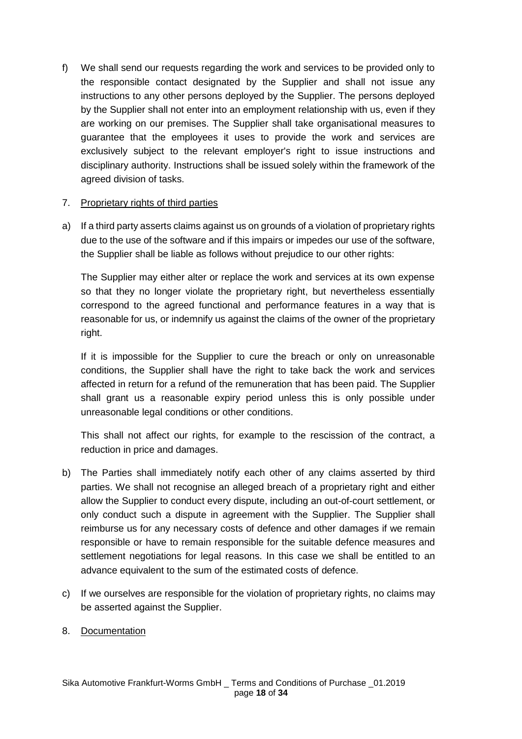f) We shall send our requests regarding the work and services to be provided only to the responsible contact designated by the Supplier and shall not issue any instructions to any other persons deployed by the Supplier. The persons deployed by the Supplier shall not enter into an employment relationship with us, even if they are working on our premises. The Supplier shall take organisational measures to guarantee that the employees it uses to provide the work and services are exclusively subject to the relevant employer's right to issue instructions and disciplinary authority. Instructions shall be issued solely within the framework of the agreed division of tasks.

7. Proprietary rights of third parties

a) If a third party asserts claims against us on grounds of a violation of proprietary rights due to the use of the software and if this impairs or impedes our use of the software, the Supplier shall be liable as follows without prejudice to our other rights:

   The Supplier may either alter or replace the work and services at its own expense so that they no longer violate the proprietary right, but nevertheless essentially correspond to the agreed functional and performance features in a way that is reasonable for us, or indemnify us against the claims of the owner of the proprietary right.

   If it is impossible for the Supplier to cure the breach or only on unreasonable conditions, the Supplier shall have the right to take back the work and services affected in return for a refund of the remuneration that has been paid. The Supplier shall grant us a reasonable expiry period unless this is only possible under unreasonable legal conditions or other conditions.

   This shall not affect our rights, for example to the rescission of the contract, a reduction in price and damages.

b) The Parties shall immediately notify each other of any claims asserted by third parties. We shall not recognise an alleged breach of a proprietary right and either allow the Supplier to conduct every dispute, including an out-of-court settlement, or only conduct such a dispute in agreement with the Supplier. The Supplier shall reimburse us for any necessary costs of defence and other damages if we remain responsible or have to remain responsible for the suitable defence measures and settlement negotiations for legal reasons. In this case we shall be entitled to an advance equivalent to the sum of the estimated costs of defence.

c) If we ourselves are responsible for the violation of proprietary rights, no claims may be asserted against the Supplier.

8. Documentation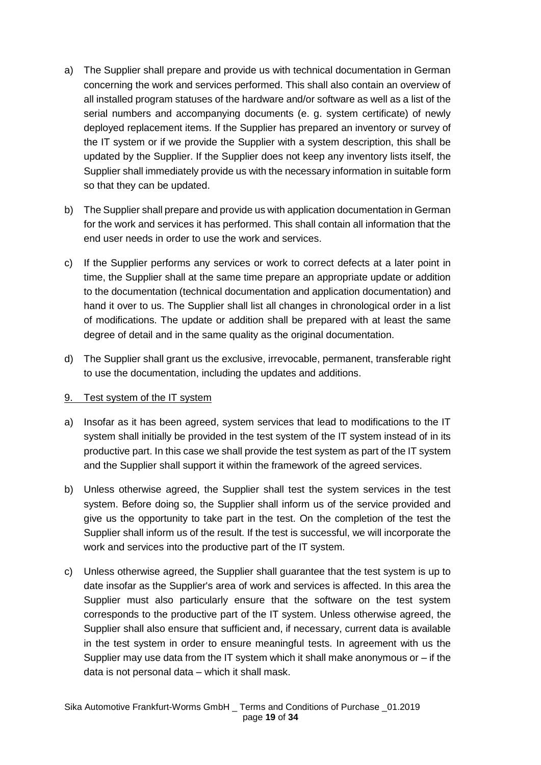a) The Supplier shall prepare and provide us with technical documentation in German concerning the work and services performed. This shall also contain an overview of all installed program statuses of the hardware and/or software as well as a list of the serial numbers and accompanying documents (e. g. system certificate) of newly deployed replacement items. If the Supplier has prepared an inventory or survey of the IT system or if we provide the Supplier with a system description, this shall be updated by the Supplier. If the Supplier does not keep any inventory lists itself, the Supplier shall immediately provide us with the necessary information in suitable form so that they can be updated.

b) The Supplier shall prepare and provide us with application documentation in German for the work and services it has performed. This shall contain all information that the end user needs in order to use the work and services.

c) If the Supplier performs any services or work to correct defects at a later point in time, the Supplier shall at the same time prepare an appropriate update or addition to the documentation (technical documentation and application documentation) and hand it over to us. The Supplier shall list all changes in chronological order in a list of modifications. The update or addition shall be prepared with at least the same degree of detail and in the same quality as the original documentation.

d) The Supplier shall grant us the exclusive, irrevocable, permanent, transferable right to use the documentation, including the updates and additions.

## 9. Test system of the IT system

a) Insofar as it has been agreed, system services that lead to modifications to the IT system shall initially be provided in the test system of the IT system instead of in its productive part. In this case we shall provide the test system as part of the IT system and the Supplier shall support it within the framework of the agreed services.

b) Unless otherwise agreed, the Supplier shall test the system services in the test system. Before doing so, the Supplier shall inform us of the service provided and give us the opportunity to take part in the test. On the completion of the test the Supplier shall inform us of the result. If the test is successful, we will incorporate the work and services into the productive part of the IT system.

c) Unless otherwise agreed, the Supplier shall guarantee that the test system is up to date insofar as the Supplier's area of work and services is affected. In this area the Supplier must also particularly ensure that the software on the test system corresponds to the productive part of the IT system. Unless otherwise agreed, the Supplier shall also ensure that sufficient and, if necessary, current data is available in the test system in order to ensure meaningful tests. In agreement with us the Supplier may use data from the IT system which it shall make anonymous or – if the data is not personal data – which it shall mask.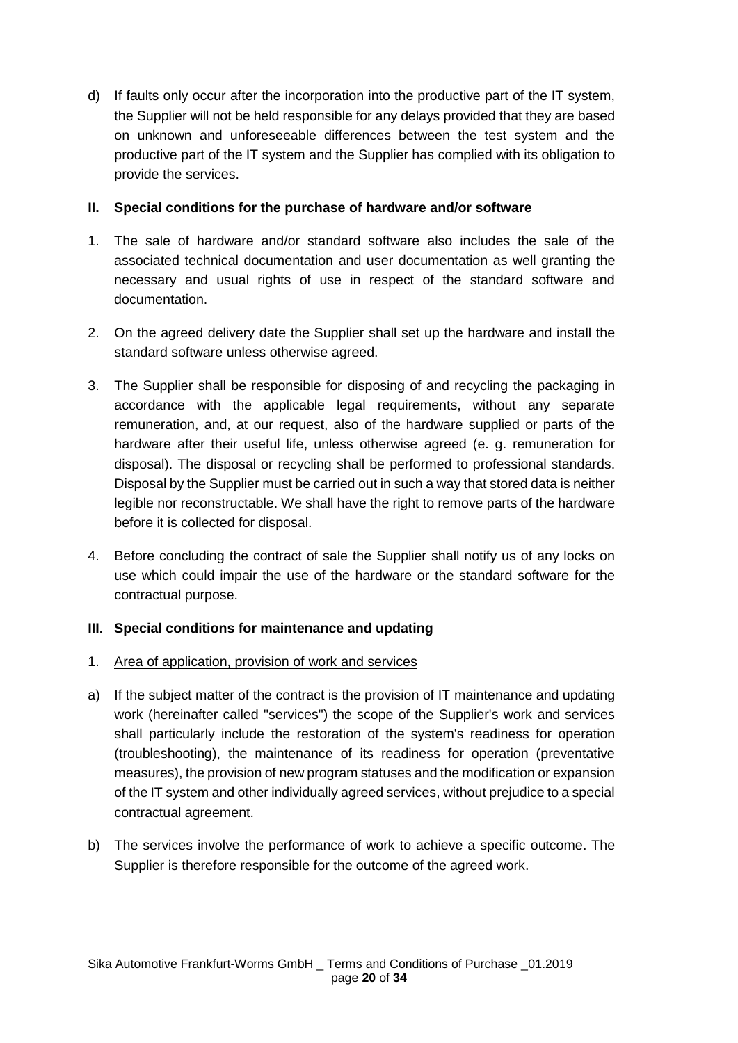d) If faults only occur after the incorporation into the productive part of the IT system, the Supplier will not be held responsible for any delays provided that they are based on unknown and unforeseeable differences between the test system and the productive part of the IT system and the Supplier has complied with its obligation to provide the services.

## II. Special conditions for the purchase of hardware and/or software

1. The sale of hardware and/or standard software also includes the sale of the associated technical documentation and user documentation as well granting the necessary and usual rights of use in respect of the standard software and documentation.

2. On the agreed delivery date the Supplier shall set up the hardware and install the standard software unless otherwise agreed.

3. The Supplier shall be responsible for disposing of and recycling the packaging in accordance with the applicable legal requirements, without any separate remuneration, and, at our request, also of the hardware supplied or parts of the hardware after their useful life, unless otherwise agreed (e. g. remuneration for disposal). The disposal or recycling shall be performed to professional standards. Disposal by the Supplier must be carried out in such a way that stored data is neither legible nor reconstructable. We shall have the right to remove parts of the hardware before it is collected for disposal.

4. Before concluding the contract of sale the Supplier shall notify us of any locks on use which could impair the use of the hardware or the standard software for the contractual purpose.

## III. Special conditions for maintenance and updating

1. Area of application, provision of work and services

a) If the subject matter of the contract is the provision of IT maintenance and updating work (hereinafter called "services") the scope of the Supplier's work and services shall particularly include the restoration of the system's readiness for operation (troubleshooting), the maintenance of its readiness for operation (preventative measures), the provision of new program statuses and the modification or expansion of the IT system and other individually agreed services, without prejudice to a special contractual agreement.

b) The services involve the performance of work to achieve a specific outcome. The Supplier is therefore responsible for the outcome of the agreed work.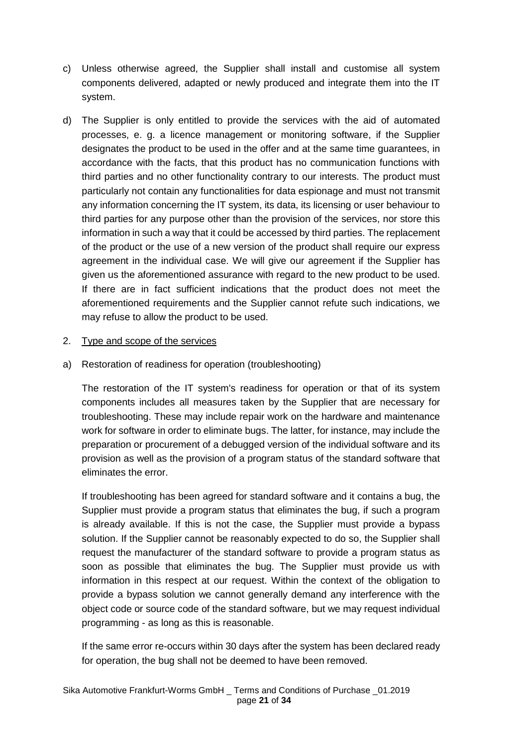c) Unless otherwise agreed, the Supplier shall install and customise all system components delivered, adapted or newly produced and integrate them into the IT system.

d) The Supplier is only entitled to provide the services with the aid of automated processes, e. g. a licence management or monitoring software, if the Supplier designates the product to be used in the offer and at the same time guarantees, in accordance with the facts, that this product has no communication functions with third parties and no other functionality contrary to our interests. The product must particularly not contain any functionalities for data espionage and must not transmit any information concerning the IT system, its data, its licensing or user behaviour to third parties for any purpose other than the provision of the services, nor store this information in such a way that it could be accessed by third parties. The replacement of the product or the use of a new version of the product shall require our express agreement in the individual case. We will give our agreement if the Supplier has given us the aforementioned assurance with regard to the new product to be used. If there are in fact sufficient indications that the product does not meet the aforementioned requirements and the Supplier cannot refute such indications, we may refuse to allow the product to be used.

2. <u>Type and scope of the services</u>

a) Restoration of readiness for operation (troubleshooting)

The restoration of the IT system's readiness for operation or that of its system components includes all measures taken by the Supplier that are necessary for troubleshooting. These may include repair work on the hardware and maintenance work for software in order to eliminate bugs. The latter, for instance, may include the preparation or procurement of a debugged version of the individual software and its provision as well as the provision of a program status of the standard software that eliminates the error.

If troubleshooting has been agreed for standard software and it contains a bug, the Supplier must provide a program status that eliminates the bug, if such a program is already available. If this is not the case, the Supplier must provide a bypass solution. If the Supplier cannot be reasonably expected to do so, the Supplier shall request the manufacturer of the standard software to provide a program status as soon as possible that eliminates the bug. The Supplier must provide us with information in this respect at our request. Within the context of the obligation to provide a bypass solution we cannot generally demand any interference with the object code or source code of the standard software, but we may request individual programming - as long as this is reasonable.

If the same error re-occurs within 30 days after the system has been declared ready for operation, the bug shall not be deemed to have been removed.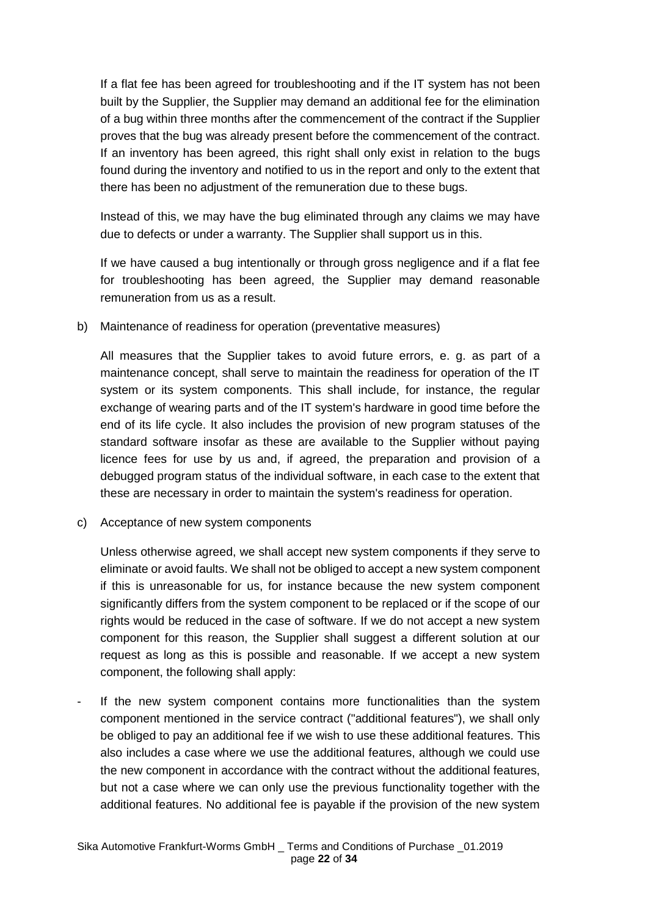If a flat fee has been agreed for troubleshooting and if the IT system has not been built by the Supplier, the Supplier may demand an additional fee for the elimination of a bug within three months after the commencement of the contract if the Supplier proves that the bug was already present before the commencement of the contract. If an inventory has been agreed, this right shall only exist in relation to the bugs found during the inventory and notified to us in the report and only to the extent that there has been no adjustment of the remuneration due to these bugs.

Instead of this, we may have the bug eliminated through any claims we may have due to defects or under a warranty. The Supplier shall support us in this.

If we have caused a bug intentionally or through gross negligence and if a flat fee for troubleshooting has been agreed, the Supplier may demand reasonable remuneration from us as a result.

b) Maintenance of readiness for operation (preventative measures)

All measures that the Supplier takes to avoid future errors, e. g. as part of a maintenance concept, shall serve to maintain the readiness for operation of the IT system or its system components. This shall include, for instance, the regular exchange of wearing parts and of the IT system's hardware in good time before the end of its life cycle. It also includes the provision of new program statuses of the standard software insofar as these are available to the Supplier without paying licence fees for use by us and, if agreed, the preparation and provision of a debugged program status of the individual software, in each case to the extent that these are necessary in order to maintain the system's readiness for operation.

c) Acceptance of new system components

Unless otherwise agreed, we shall accept new system components if they serve to eliminate or avoid faults. We shall not be obliged to accept a new system component if this is unreasonable for us, for instance because the new system component significantly differs from the system component to be replaced or if the scope of our rights would be reduced in the case of software. If we do not accept a new system component for this reason, the Supplier shall suggest a different solution at our request as long as this is possible and reasonable. If we accept a new system component, the following shall apply:

- If the new system component contains more functionalities than the system component mentioned in the service contract ("additional features"), we shall only be obliged to pay an additional fee if we wish to use these additional features. This also includes a case where we use the additional features, although we could use the new component in accordance with the contract without the additional features, but not a case where we can only use the previous functionality together with the additional features. No additional fee is payable if the provision of the new system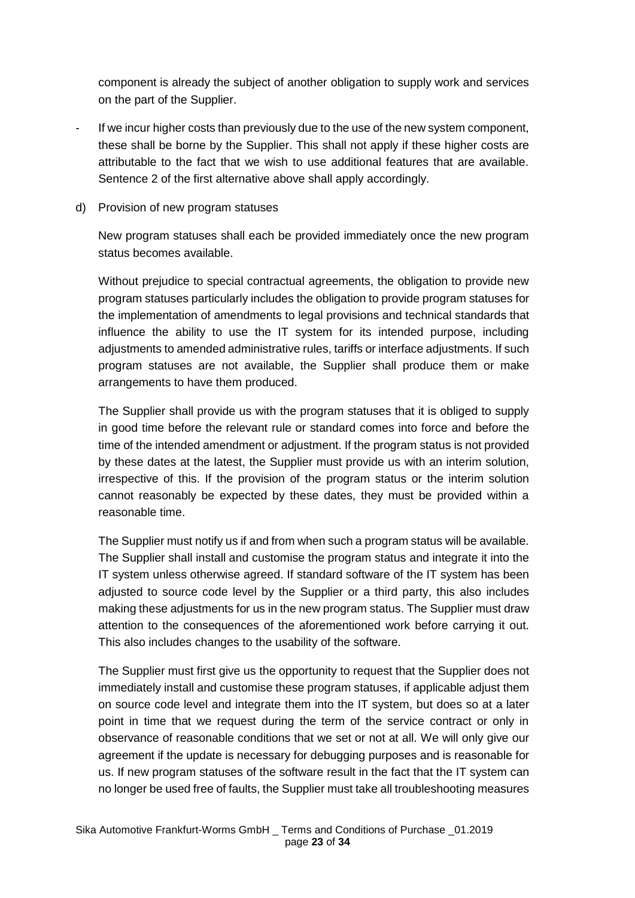component is already the subject of another obligation to supply work and services on the part of the Supplier.

- If we incur higher costs than previously due to the use of the new system component, these shall be borne by the Supplier. This shall not apply if these higher costs are attributable to the fact that we wish to use additional features that are available. Sentence 2 of the first alternative above shall apply accordingly.

d) Provision of new program statuses

New program statuses shall each be provided immediately once the new program status becomes available.

Without prejudice to special contractual agreements, the obligation to provide new program statuses particularly includes the obligation to provide program statuses for the implementation of amendments to legal provisions and technical standards that influence the ability to use the IT system for its intended purpose, including adjustments to amended administrative rules, tariffs or interface adjustments. If such program statuses are not available, the Supplier shall produce them or make arrangements to have them produced.

The Supplier shall provide us with the program statuses that it is obliged to supply in good time before the relevant rule or standard comes into force and before the time of the intended amendment or adjustment. If the program status is not provided by these dates at the latest, the Supplier must provide us with an interim solution, irrespective of this. If the provision of the program status or the interim solution cannot reasonably be expected by these dates, they must be provided within a reasonable time.

The Supplier must notify us if and from when such a program status will be available. The Supplier shall install and customise the program status and integrate it into the IT system unless otherwise agreed. If standard software of the IT system has been adjusted to source code level by the Supplier or a third party, this also includes making these adjustments for us in the new program status. The Supplier must draw attention to the consequences of the aforementioned work before carrying it out. This also includes changes to the usability of the software.

The Supplier must first give us the opportunity to request that the Supplier does not immediately install and customise these program statuses, if applicable adjust them on source code level and integrate them into the IT system, but does so at a later point in time that we request during the term of the service contract or only in observance of reasonable conditions that we set or not at all. We will only give our agreement if the update is necessary for debugging purposes and is reasonable for us. If new program statuses of the software result in the fact that the IT system can no longer be used free of faults, the Supplier must take all troubleshooting measures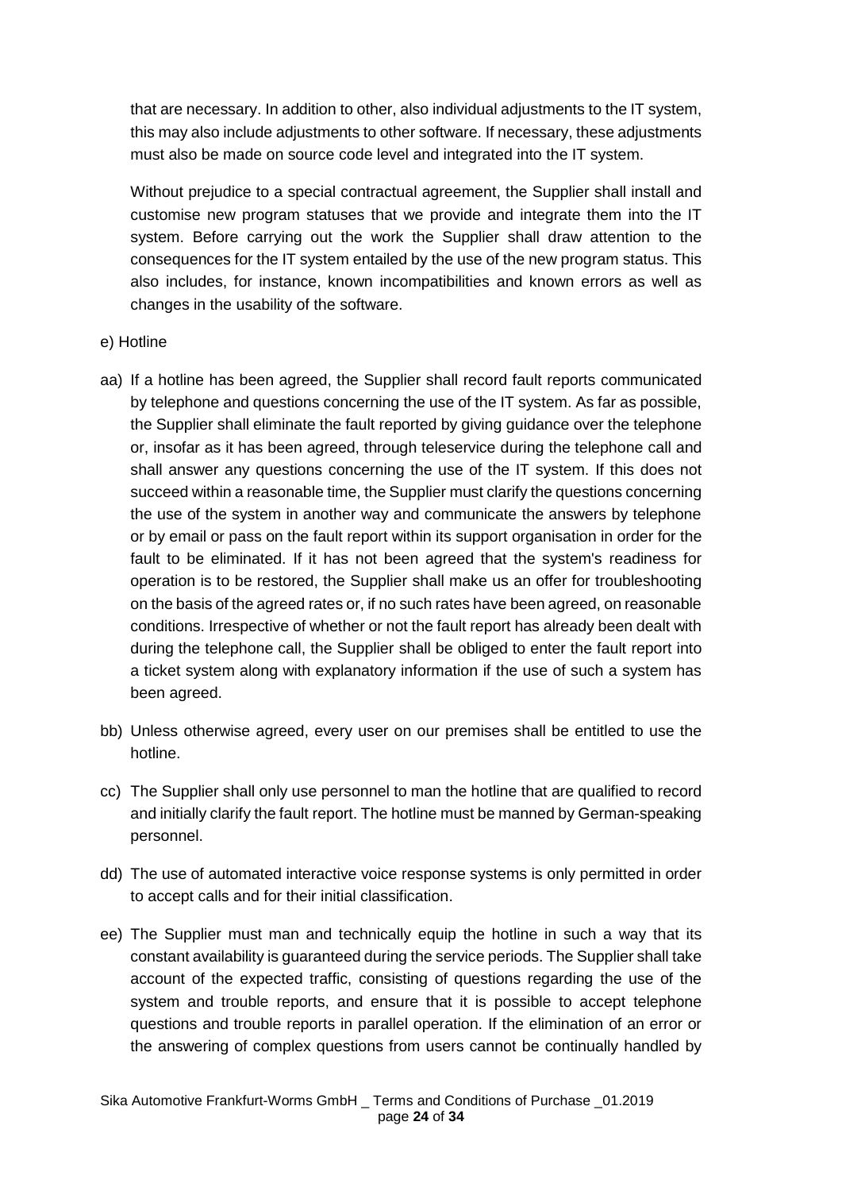that are necessary. In addition to other, also individual adjustments to the IT system, this may also include adjustments to other software. If necessary, these adjustments must also be made on source code level and integrated into the IT system.

Without prejudice to a special contractual agreement, the Supplier shall install and customise new program statuses that we provide and integrate them into the IT system. Before carrying out the work the Supplier shall draw attention to the consequences for the IT system entailed by the use of the new program status. This also includes, for instance, known incompatibilities and known errors as well as changes in the usability of the software.

e) Hotline

aa) If a hotline has been agreed, the Supplier shall record fault reports communicated by telephone and questions concerning the use of the IT system. As far as possible, the Supplier shall eliminate the fault reported by giving guidance over the telephone or, insofar as it has been agreed, through teleservice during the telephone call and shall answer any questions concerning the use of the IT system. If this does not succeed within a reasonable time, the Supplier must clarify the questions concerning the use of the system in another way and communicate the answers by telephone or by email or pass on the fault report within its support organisation in order for the fault to be eliminated. If it has not been agreed that the system's readiness for operation is to be restored, the Supplier shall make us an offer for troubleshooting on the basis of the agreed rates or, if no such rates have been agreed, on reasonable conditions. Irrespective of whether or not the fault report has already been dealt with during the telephone call, the Supplier shall be obliged to enter the fault report into a ticket system along with explanatory information if the use of such a system has been agreed.

bb) Unless otherwise agreed, every user on our premises shall be entitled to use the hotline.

cc) The Supplier shall only use personnel to man the hotline that are qualified to record and initially clarify the fault report. The hotline must be manned by German-speaking personnel.

dd) The use of automated interactive voice response systems is only permitted in order to accept calls and for their initial classification.

ee) The Supplier must man and technically equip the hotline in such a way that its constant availability is guaranteed during the service periods. The Supplier shall take account of the expected traffic, consisting of questions regarding the use of the system and trouble reports, and ensure that it is possible to accept telephone questions and trouble reports in parallel operation. If the elimination of an error or the answering of complex questions from users cannot be continually handled by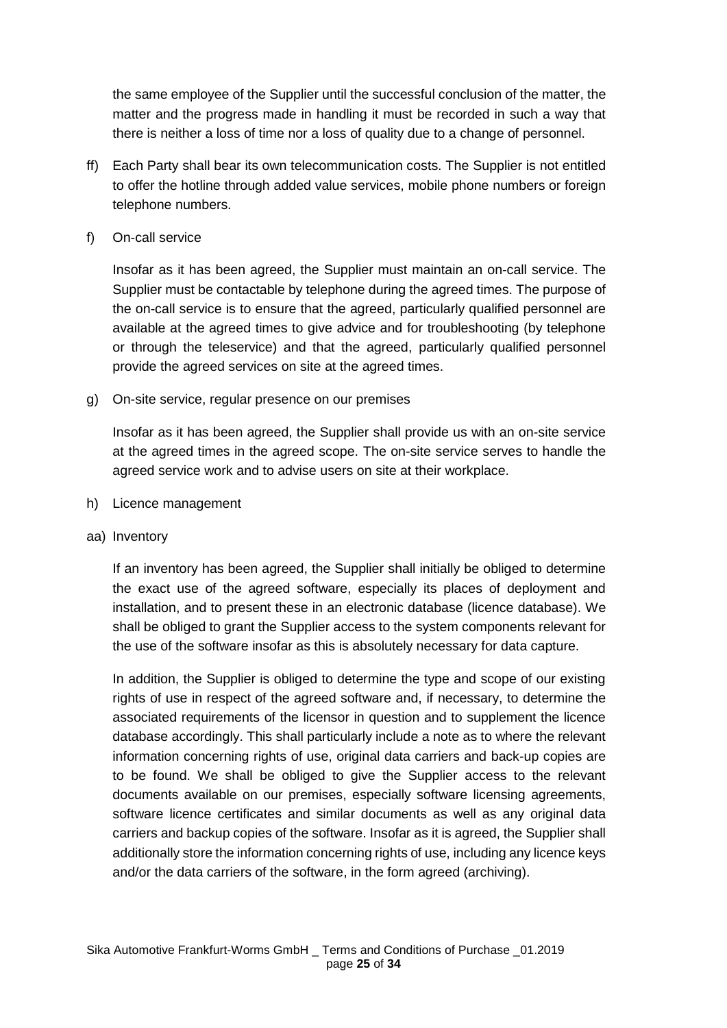the same employee of the Supplier until the successful conclusion of the matter, the matter and the progress made in handling it must be recorded in such a way that there is neither a loss of time nor a loss of quality due to a change of personnel.

ff) Each Party shall bear its own telecommunication costs. The Supplier is not entitled to offer the hotline through added value services, mobile phone numbers or foreign telephone numbers.

f) On-call service

Insofar as it has been agreed, the Supplier must maintain an on-call service. The Supplier must be contactable by telephone during the agreed times. The purpose of the on-call service is to ensure that the agreed, particularly qualified personnel are available at the agreed times to give advice and for troubleshooting (by telephone or through the teleservice) and that the agreed, particularly qualified personnel provide the agreed services on site at the agreed times.

g) On-site service, regular presence on our premises

Insofar as it has been agreed, the Supplier shall provide us with an on-site service at the agreed times in the agreed scope. The on-site service serves to handle the agreed service work and to advise users on site at their workplace.

h) Licence management

aa) Inventory

If an inventory has been agreed, the Supplier shall initially be obliged to determine the exact use of the agreed software, especially its places of deployment and installation, and to present these in an electronic database (licence database). We shall be obliged to grant the Supplier access to the system components relevant for the use of the software insofar as this is absolutely necessary for data capture.

In addition, the Supplier is obliged to determine the type and scope of our existing rights of use in respect of the agreed software and, if necessary, to determine the associated requirements of the licensor in question and to supplement the licence database accordingly. This shall particularly include a note as to where the relevant information concerning rights of use, original data carriers and back-up copies are to be found. We shall be obliged to give the Supplier access to the relevant documents available on our premises, especially software licensing agreements, software licence certificates and similar documents as well as any original data carriers and backup copies of the software. Insofar as it is agreed, the Supplier shall additionally store the information concerning rights of use, including any licence keys and/or the data carriers of the software, in the form agreed (archiving).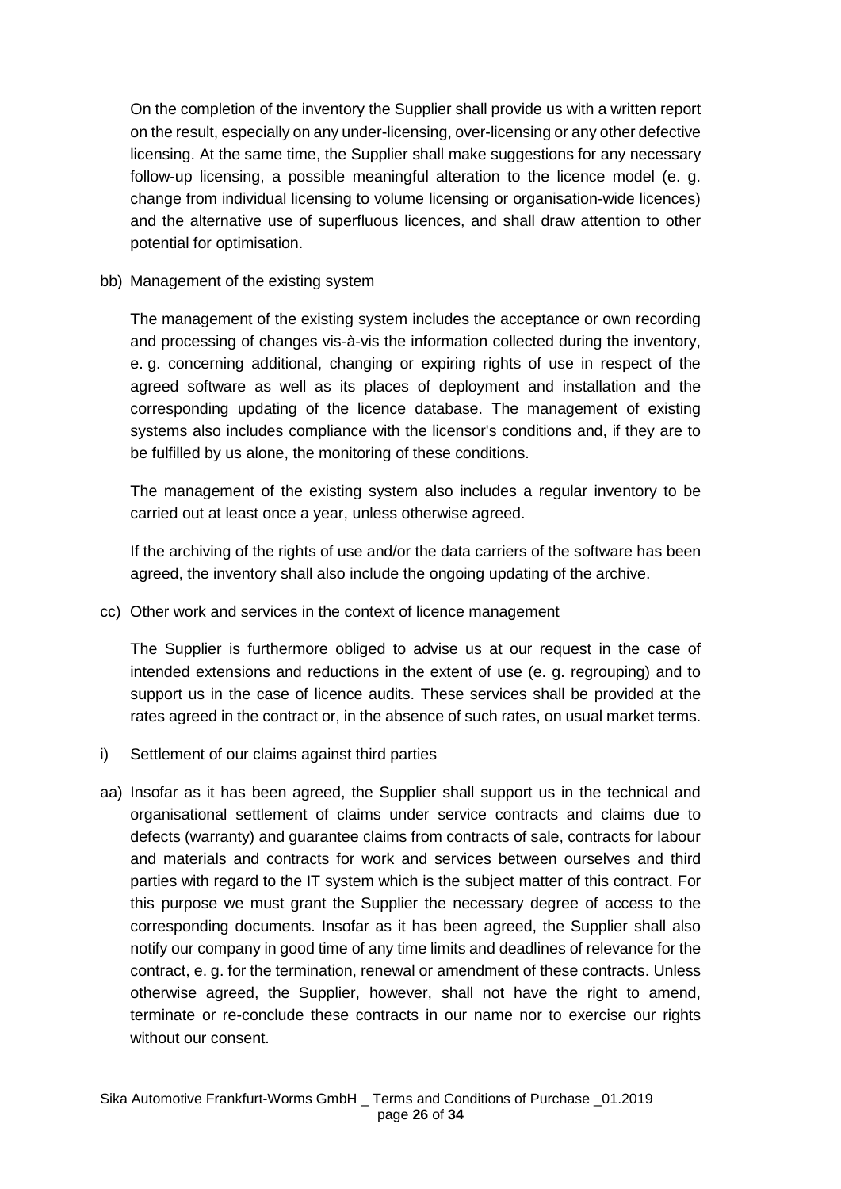On the completion of the inventory the Supplier shall provide us with a written report on the result, especially on any under-licensing, over-licensing or any other defective licensing. At the same time, the Supplier shall make suggestions for any necessary follow-up licensing, a possible meaningful alteration to the licence model (e. g. change from individual licensing to volume licensing or organisation-wide licences) and the alternative use of superfluous licences, and shall draw attention to other potential for optimisation.

bb) Management of the existing system

The management of the existing system includes the acceptance or own recording and processing of changes vis-à-vis the information collected during the inventory, e. g. concerning additional, changing or expiring rights of use in respect of the agreed software as well as its places of deployment and installation and the corresponding updating of the licence database. The management of existing systems also includes compliance with the licensor's conditions and, if they are to be fulfilled by us alone, the monitoring of these conditions.

The management of the existing system also includes a regular inventory to be carried out at least once a year, unless otherwise agreed.

If the archiving of the rights of use and/or the data carriers of the software has been agreed, the inventory shall also include the ongoing updating of the archive.

cc) Other work and services in the context of licence management

The Supplier is furthermore obliged to advise us at our request in the case of intended extensions and reductions in the extent of use (e. g. regrouping) and to support us in the case of licence audits. These services shall be provided at the rates agreed in the contract or, in the absence of such rates, on usual market terms.

i) Settlement of our claims against third parties

aa) Insofar as it has been agreed, the Supplier shall support us in the technical and organisational settlement of claims under service contracts and claims due to defects (warranty) and guarantee claims from contracts of sale, contracts for labour and materials and contracts for work and services between ourselves and third parties with regard to the IT system which is the subject matter of this contract. For this purpose we must grant the Supplier the necessary degree of access to the corresponding documents. Insofar as it has been agreed, the Supplier shall also notify our company in good time of any time limits and deadlines of relevance for the contract, e. g. for the termination, renewal or amendment of these contracts. Unless otherwise agreed, the Supplier, however, shall not have the right to amend, terminate or re-conclude these contracts in our name nor to exercise our rights without our consent.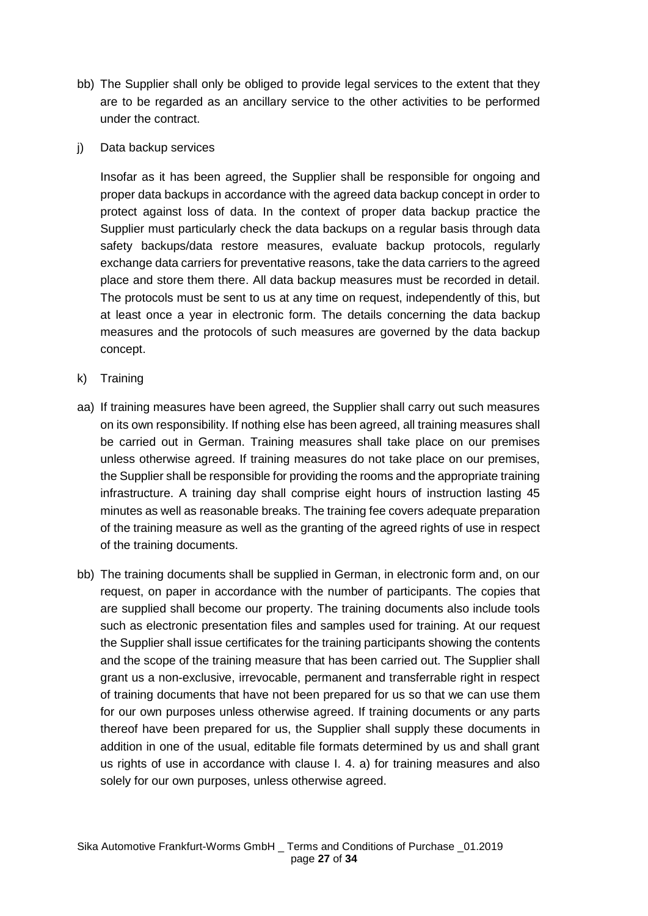bb) The Supplier shall only be obliged to provide legal services to the extent that they are to be regarded as an ancillary service to the other activities to be performed under the contract.

j) Data backup services

Insofar as it has been agreed, the Supplier shall be responsible for ongoing and proper data backups in accordance with the agreed data backup concept in order to protect against loss of data. In the context of proper data backup practice the Supplier must particularly check the data backups on a regular basis through data safety backups/data restore measures, evaluate backup protocols, regularly exchange data carriers for preventative reasons, take the data carriers to the agreed place and store them there. All data backup measures must be recorded in detail. The protocols must be sent to us at any time on request, independently of this, but at least once a year in electronic form. The details concerning the data backup measures and the protocols of such measures are governed by the data backup concept.

k) Training

aa) If training measures have been agreed, the Supplier shall carry out such measures on its own responsibility. If nothing else has been agreed, all training measures shall be carried out in German. Training measures shall take place on our premises unless otherwise agreed. If training measures do not take place on our premises, the Supplier shall be responsible for providing the rooms and the appropriate training infrastructure. A training day shall comprise eight hours of instruction lasting 45 minutes as well as reasonable breaks. The training fee covers adequate preparation of the training measure as well as the granting of the agreed rights of use in respect of the training documents.

bb) The training documents shall be supplied in German, in electronic form and, on our request, on paper in accordance with the number of participants. The copies that are supplied shall become our property. The training documents also include tools such as electronic presentation files and samples used for training. At our request the Supplier shall issue certificates for the training participants showing the contents and the scope of the training measure that has been carried out. The Supplier shall grant us a non-exclusive, irrevocable, permanent and transferrable right in respect of training documents that have not been prepared for us so that we can use them for our own purposes unless otherwise agreed. If training documents or any parts thereof have been prepared for us, the Supplier shall supply these documents in addition in one of the usual, editable file formats determined by us and shall grant us rights of use in accordance with clause I. 4. a) for training measures and also solely for our own purposes, unless otherwise agreed.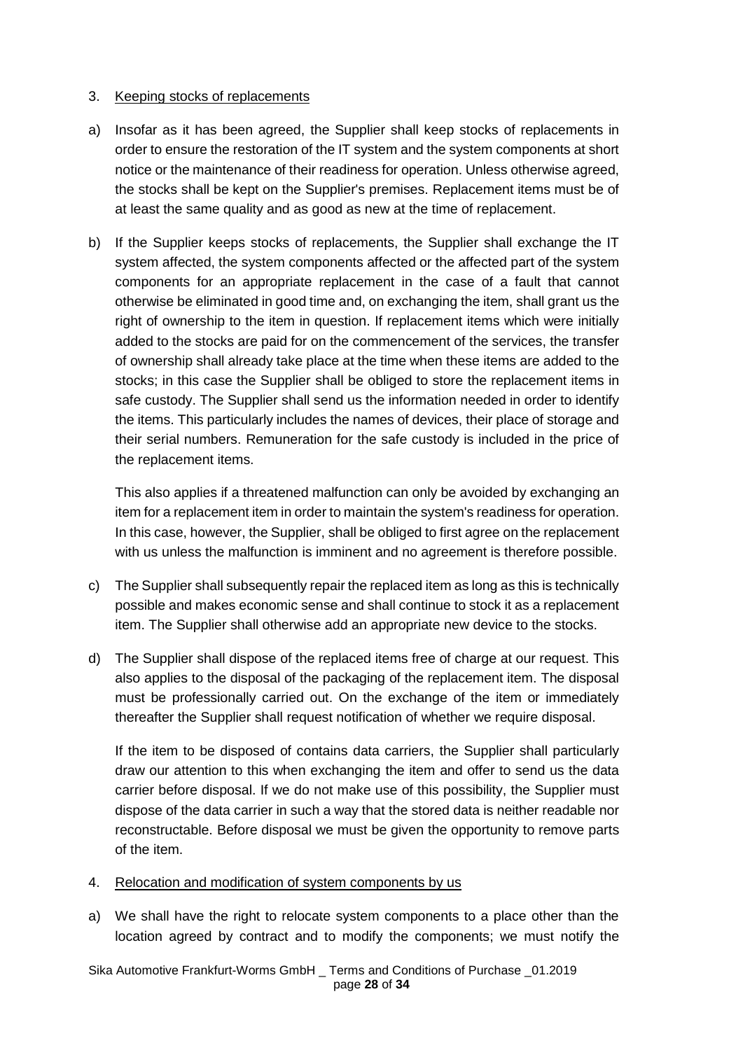3. Keeping stocks of replacements

a) Insofar as it has been agreed, the Supplier shall keep stocks of replacements in order to ensure the restoration of the IT system and the system components at short notice or the maintenance of their readiness for operation. Unless otherwise agreed, the stocks shall be kept on the Supplier's premises. Replacement items must be of at least the same quality and as good as new at the time of replacement.

b) If the Supplier keeps stocks of replacements, the Supplier shall exchange the IT system affected, the system components affected or the affected part of the system components for an appropriate replacement in the case of a fault that cannot otherwise be eliminated in good time and, on exchanging the item, shall grant us the right of ownership to the item in question. If replacement items which were initially added to the stocks are paid for on the commencement of the services, the transfer of ownership shall already take place at the time when these items are added to the stocks; in this case the Supplier shall be obliged to store the replacement items in safe custody. The Supplier shall send us the information needed in order to identify the items. This particularly includes the names of devices, their place of storage and their serial numbers. Remuneration for the safe custody is included in the price of the replacement items.

   This also applies if a threatened malfunction can only be avoided by exchanging an item for a replacement item in order to maintain the system's readiness for operation. In this case, however, the Supplier, shall be obliged to first agree on the replacement with us unless the malfunction is imminent and no agreement is therefore possible.

c) The Supplier shall subsequently repair the replaced item as long as this is technically possible and makes economic sense and shall continue to stock it as a replacement item. The Supplier shall otherwise add an appropriate new device to the stocks.

d) The Supplier shall dispose of the replaced items free of charge at our request. This also applies to the disposal of the packaging of the replacement item. The disposal must be professionally carried out. On the exchange of the item or immediately thereafter the Supplier shall request notification of whether we require disposal.

   If the item to be disposed of contains data carriers, the Supplier shall particularly draw our attention to this when exchanging the item and offer to send us the data carrier before disposal. If we do not make use of this possibility, the Supplier must dispose of the data carrier in such a way that the stored data is neither readable nor reconstructable. Before disposal we must be given the opportunity to remove parts of the item.

4. Relocation and modification of system components by us

a) We shall have the right to relocate system components to a place other than the location agreed by contract and to modify the components; we must notify the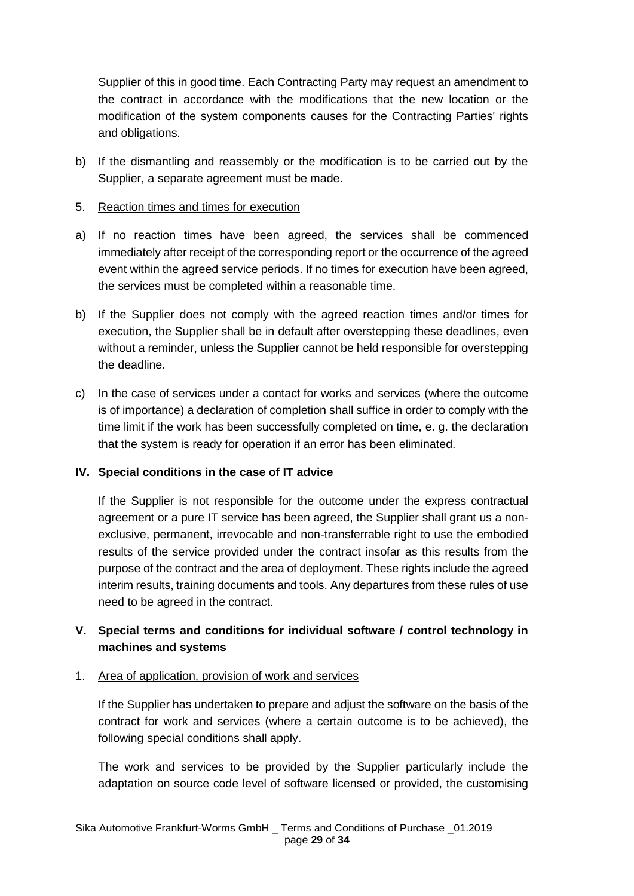Supplier of this in good time. Each Contracting Party may request an amendment to the contract in accordance with the modifications that the new location or the modification of the system components causes for the Contracting Parties' rights and obligations.

b) If the dismantling and reassembly or the modification is to be carried out by the Supplier, a separate agreement must be made.

5. Reaction times and times for execution

a) If no reaction times have been agreed, the services shall be commenced immediately after receipt of the corresponding report or the occurrence of the agreed event within the agreed service periods. If no times for execution have been agreed, the services must be completed within a reasonable time.

b) If the Supplier does not comply with the agreed reaction times and/or times for execution, the Supplier shall be in default after overstepping these deadlines, even without a reminder, unless the Supplier cannot be held responsible for overstepping the deadline.

c) In the case of services under a contact for works and services (where the outcome is of importance) a declaration of completion shall suffice in order to comply with the time limit if the work has been successfully completed on time, e. g. the declaration that the system is ready for operation if an error has been eliminated.

## IV. Special conditions in the case of IT advice

If the Supplier is not responsible for the outcome under the express contractual agreement or a pure IT service has been agreed, the Supplier shall grant us a non-exclusive, permanent, irrevocable and non-transferrable right to use the embodied results of the service provided under the contract insofar as this results from the purpose of the contract and the area of deployment. These rights include the agreed interim results, training documents and tools. Any departures from these rules of use need to be agreed in the contract.

## V. Special terms and conditions for individual software / control technology in machines and systems

1. Area of application, provision of work and services

If the Supplier has undertaken to prepare and adjust the software on the basis of the contract for work and services (where a certain outcome is to be achieved), the following special conditions shall apply.

The work and services to be provided by the Supplier particularly include the adaptation on source code level of software licensed or provided, the customising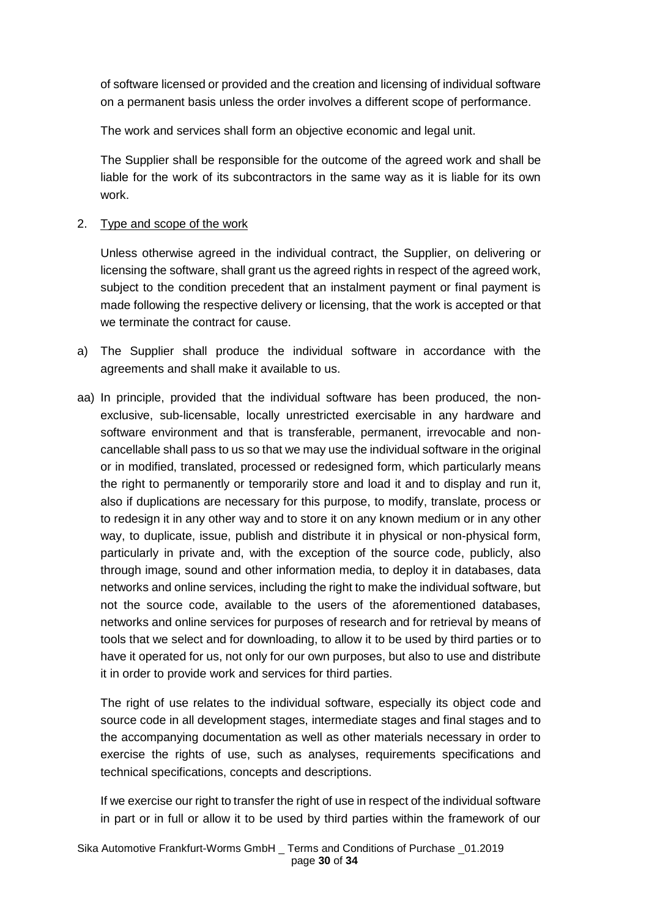of software licensed or provided and the creation and licensing of individual software on a permanent basis unless the order involves a different scope of performance.

The work and services shall form an objective economic and legal unit.

The Supplier shall be responsible for the outcome of the agreed work and shall be liable for the work of its subcontractors in the same way as it is liable for its own work.

2. Type and scope of the work

Unless otherwise agreed in the individual contract, the Supplier, on delivering or licensing the software, shall grant us the agreed rights in respect of the agreed work, subject to the condition precedent that an instalment payment or final payment is made following the respective delivery or licensing, that the work is accepted or that we terminate the contract for cause.

a) The Supplier shall produce the individual software in accordance with the agreements and shall make it available to us.

aa) In principle, provided that the individual software has been produced, the non-exclusive, sub-licensable, locally unrestricted exercisable in any hardware and software environment and that is transferable, permanent, irrevocable and non-cancellable shall pass to us so that we may use the individual software in the original or in modified, translated, processed or redesigned form, which particularly means the right to permanently or temporarily store and load it and to display and run it, also if duplications are necessary for this purpose, to modify, translate, process or to redesign it in any other way and to store it on any known medium or in any other way, to duplicate, issue, publish and distribute it in physical or non-physical form, particularly in private and, with the exception of the source code, publicly, also through image, sound and other information media, to deploy it in databases, data networks and online services, including the right to make the individual software, but not the source code, available to the users of the aforementioned databases, networks and online services for purposes of research and for retrieval by means of tools that we select and for downloading, to allow it to be used by third parties or to have it operated for us, not only for our own purposes, but also to use and distribute it in order to provide work and services for third parties.

The right of use relates to the individual software, especially its object code and source code in all development stages, intermediate stages and final stages and to the accompanying documentation as well as other materials necessary in order to exercise the rights of use, such as analyses, requirements specifications and technical specifications, concepts and descriptions.

If we exercise our right to transfer the right of use in respect of the individual software in part or in full or allow it to be used by third parties within the framework of our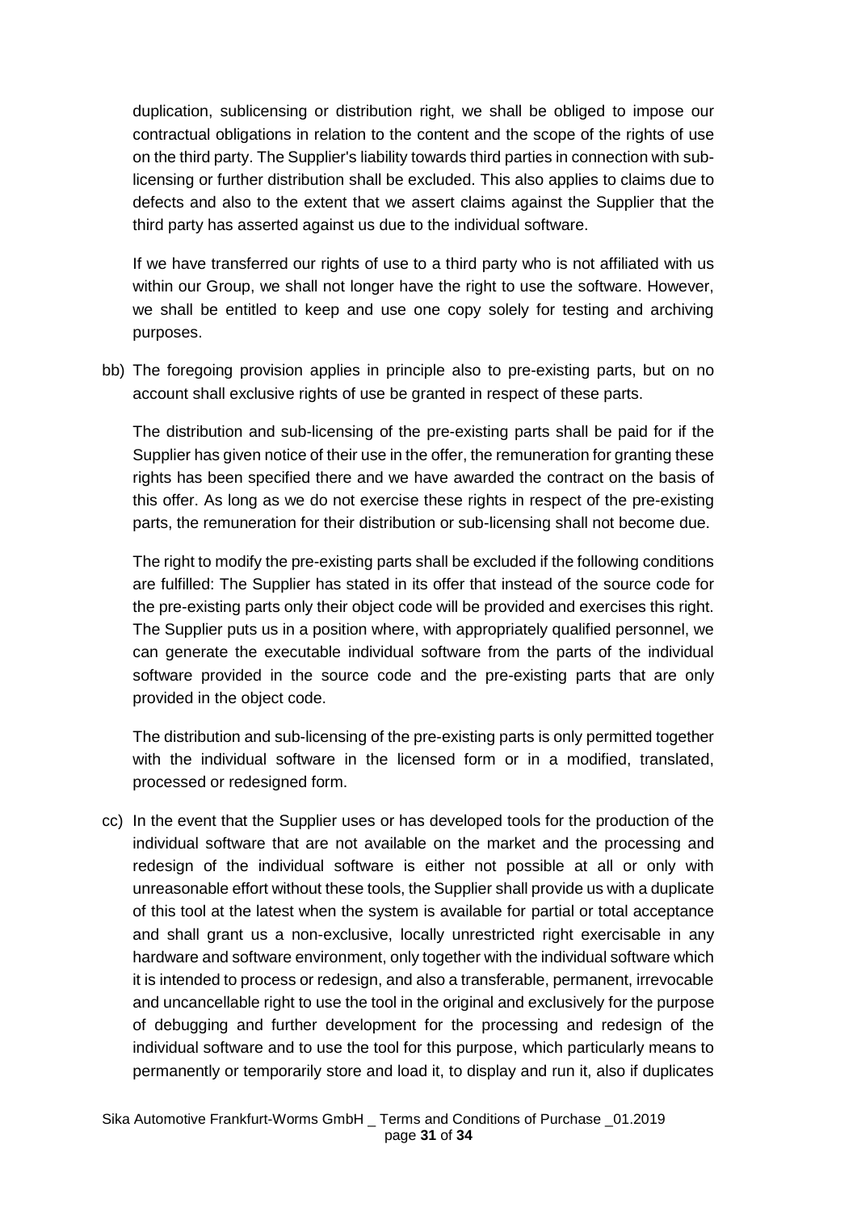duplication, sublicensing or distribution right, we shall be obliged to impose our contractual obligations in relation to the content and the scope of the rights of use on the third party. The Supplier's liability towards third parties in connection with sub-licensing or further distribution shall be excluded. This also applies to claims due to defects and also to the extent that we assert claims against the Supplier that the third party has asserted against us due to the individual software.

If we have transferred our rights of use to a third party who is not affiliated with us within our Group, we shall not longer have the right to use the software. However, we shall be entitled to keep and use one copy solely for testing and archiving purposes.

bb) The foregoing provision applies in principle also to pre-existing parts, but on no account shall exclusive rights of use be granted in respect of these parts.

The distribution and sub-licensing of the pre-existing parts shall be paid for if the Supplier has given notice of their use in the offer, the remuneration for granting these rights has been specified there and we have awarded the contract on the basis of this offer. As long as we do not exercise these rights in respect of the pre-existing parts, the remuneration for their distribution or sub-licensing shall not become due.

The right to modify the pre-existing parts shall be excluded if the following conditions are fulfilled: The Supplier has stated in its offer that instead of the source code for the pre-existing parts only their object code will be provided and exercises this right. The Supplier puts us in a position where, with appropriately qualified personnel, we can generate the executable individual software from the parts of the individual software provided in the source code and the pre-existing parts that are only provided in the object code.

The distribution and sub-licensing of the pre-existing parts is only permitted together with the individual software in the licensed form or in a modified, translated, processed or redesigned form.

cc) In the event that the Supplier uses or has developed tools for the production of the individual software that are not available on the market and the processing and redesign of the individual software is either not possible at all or only with unreasonable effort without these tools, the Supplier shall provide us with a duplicate of this tool at the latest when the system is available for partial or total acceptance and shall grant us a non-exclusive, locally unrestricted right exercisable in any hardware and software environment, only together with the individual software which it is intended to process or redesign, and also a transferable, permanent, irrevocable and uncancellable right to use the tool in the original and exclusively for the purpose of debugging and further development for the processing and redesign of the individual software and to use the tool for this purpose, which particularly means to permanently or temporarily store and load it, to display and run it, also if duplicates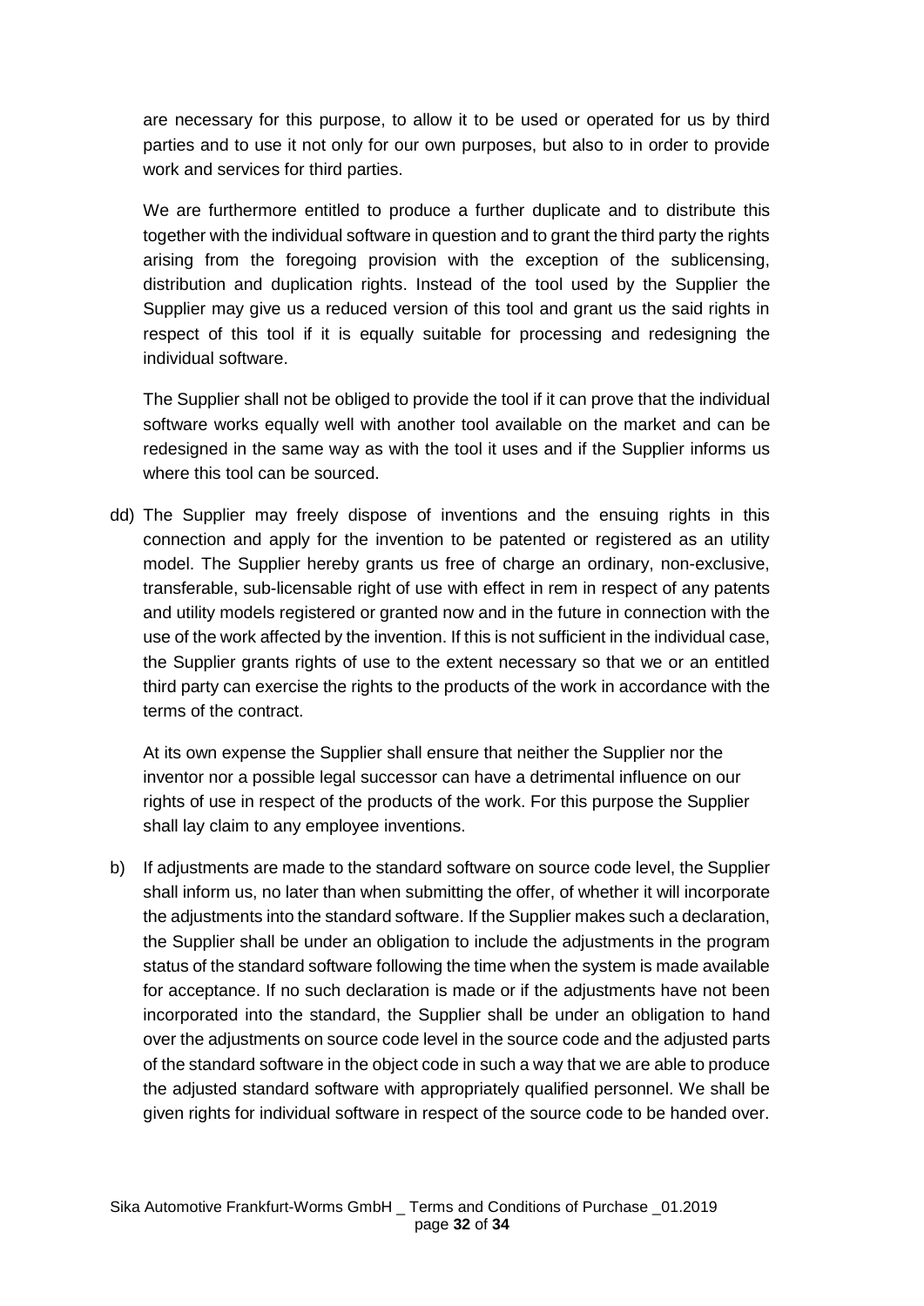are necessary for this purpose, to allow it to be used or operated for us by third parties and to use it not only for our own purposes, but also to in order to provide work and services for third parties.

We are furthermore entitled to produce a further duplicate and to distribute this together with the individual software in question and to grant the third party the rights arising from the foregoing provision with the exception of the sublicensing, distribution and duplication rights. Instead of the tool used by the Supplier the Supplier may give us a reduced version of this tool and grant us the said rights in respect of this tool if it is equally suitable for processing and redesigning the individual software.

The Supplier shall not be obliged to provide the tool if it can prove that the individual software works equally well with another tool available on the market and can be redesigned in the same way as with the tool it uses and if the Supplier informs us where this tool can be sourced.

dd) The Supplier may freely dispose of inventions and the ensuing rights in this connection and apply for the invention to be patented or registered as an utility model. The Supplier hereby grants us free of charge an ordinary, non-exclusive, transferable, sub-licensable right of use with effect in rem in respect of any patents and utility models registered or granted now and in the future in connection with the use of the work affected by the invention. If this is not sufficient in the individual case, the Supplier grants rights of use to the extent necessary so that we or an entitled third party can exercise the rights to the products of the work in accordance with the terms of the contract.

At its own expense the Supplier shall ensure that neither the Supplier nor the inventor nor a possible legal successor can have a detrimental influence on our rights of use in respect of the products of the work. For this purpose the Supplier shall lay claim to any employee inventions.

b) If adjustments are made to the standard software on source code level, the Supplier shall inform us, no later than when submitting the offer, of whether it will incorporate the adjustments into the standard software. If the Supplier makes such a declaration, the Supplier shall be under an obligation to include the adjustments in the program status of the standard software following the time when the system is made available for acceptance. If no such declaration is made or if the adjustments have not been incorporated into the standard, the Supplier shall be under an obligation to hand over the adjustments on source code level in the source code and the adjusted parts of the standard software in the object code in such a way that we are able to produce the adjusted standard software with appropriately qualified personnel. We shall be given rights for individual software in respect of the source code to be handed over.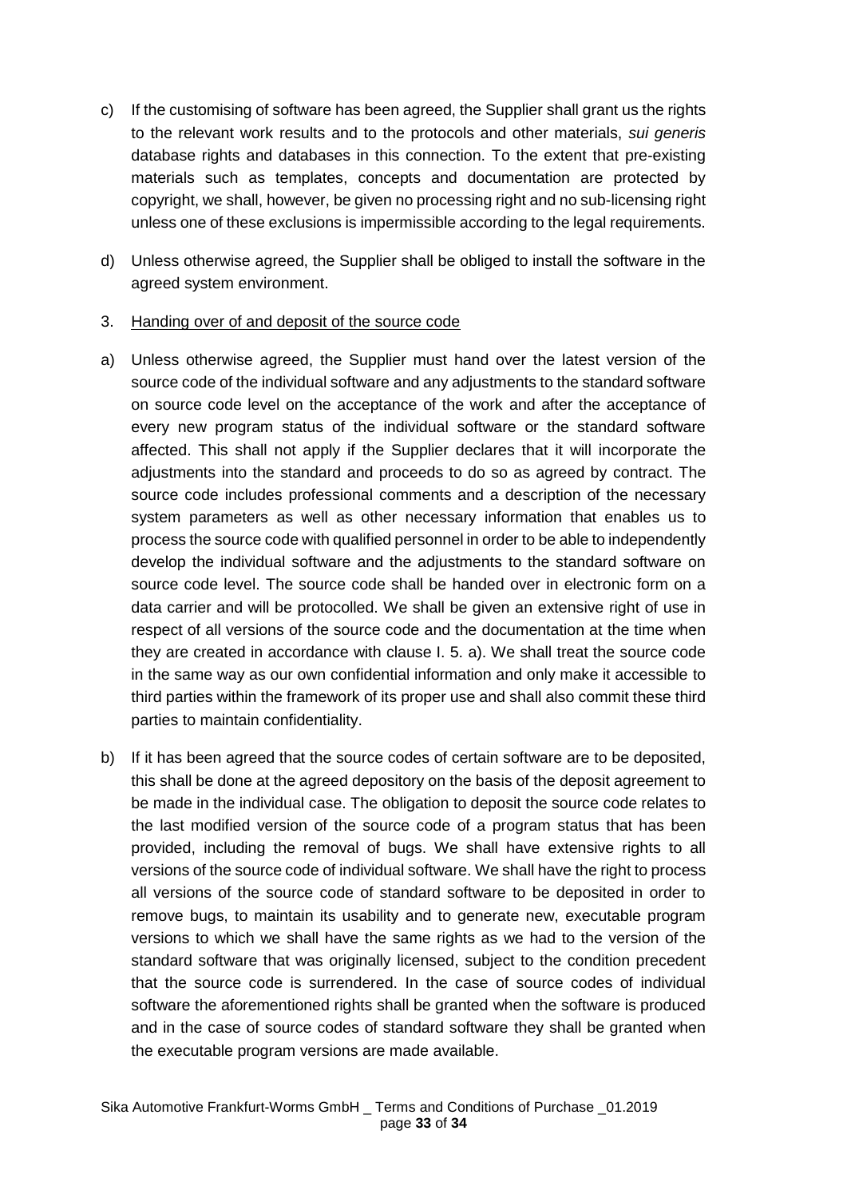c) If the customising of software has been agreed, the Supplier shall grant us the rights to the relevant work results and to the protocols and other materials, *sui generis* database rights and databases in this connection. To the extent that pre-existing materials such as templates, concepts and documentation are protected by copyright, we shall, however, be given no processing right and no sub-licensing right unless one of these exclusions is impermissible according to the legal requirements.

d) Unless otherwise agreed, the Supplier shall be obliged to install the software in the agreed system environment.

3. <u>Handing over of and deposit of the source code</u>

a) Unless otherwise agreed, the Supplier must hand over the latest version of the source code of the individual software and any adjustments to the standard software on source code level on the acceptance of the work and after the acceptance of every new program status of the individual software or the standard software affected. This shall not apply if the Supplier declares that it will incorporate the adjustments into the standard and proceeds to do so as agreed by contract. The source code includes professional comments and a description of the necessary system parameters as well as other necessary information that enables us to process the source code with qualified personnel in order to be able to independently develop the individual software and the adjustments to the standard software on source code level. The source code shall be handed over in electronic form on a data carrier and will be protocolled. We shall be given an extensive right of use in respect of all versions of the source code and the documentation at the time when they are created in accordance with clause I. 5. a). We shall treat the source code in the same way as our own confidential information and only make it accessible to third parties within the framework of its proper use and shall also commit these third parties to maintain confidentiality.

b) If it has been agreed that the source codes of certain software are to be deposited, this shall be done at the agreed depository on the basis of the deposit agreement to be made in the individual case. The obligation to deposit the source code relates to the last modified version of the source code of a program status that has been provided, including the removal of bugs. We shall have extensive rights to all versions of the source code of individual software. We shall have the right to process all versions of the source code of standard software to be deposited in order to remove bugs, to maintain its usability and to generate new, executable program versions to which we shall have the same rights as we had to the version of the standard software that was originally licensed, subject to the condition precedent that the source code is surrendered. In the case of source codes of individual software the aforementioned rights shall be granted when the software is produced and in the case of source codes of standard software they shall be granted when the executable program versions are made available.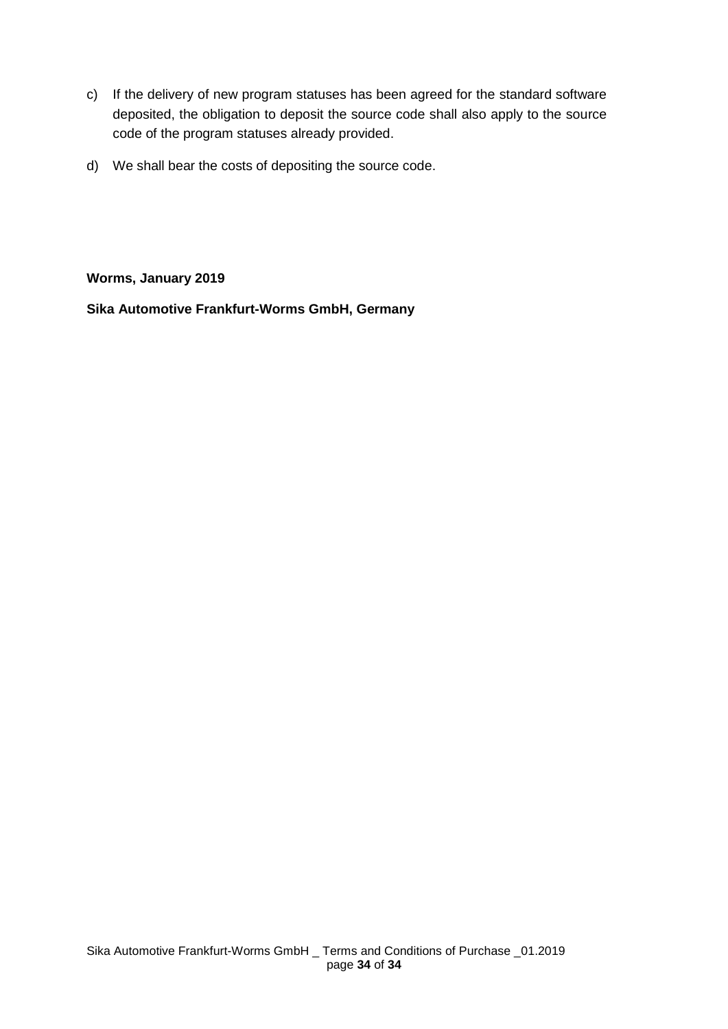c) If the delivery of new program statuses has been agreed for the standard software deposited, the obligation to deposit the source code shall also apply to the source code of the program statuses already provided.

d) We shall bear the costs of depositing the source code.

**Worms, January 2019**

**Sika Automotive Frankfurt-Worms GmbH, Germany**